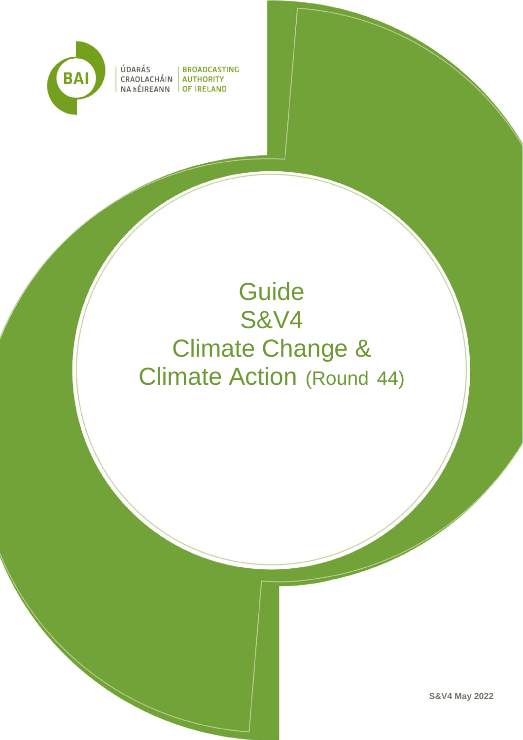ÚDARÁS CRAOLACHÁIN NA hÉIREANN | BROADCASTING AUTHORITY OF IRELAND

# Guide S&V4 Climate Change & Climate Action (Round 44)

S&V4 May 2022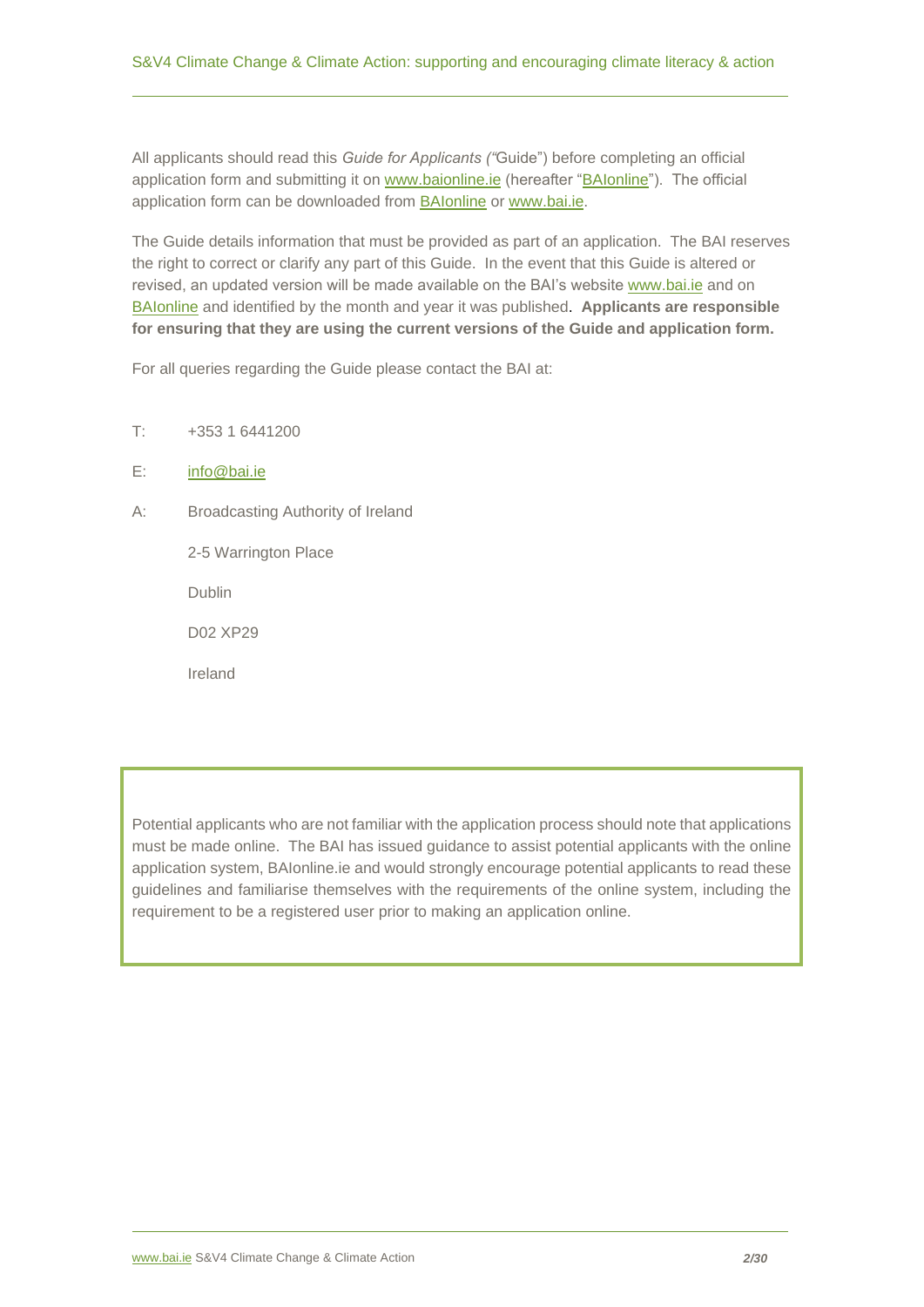All applicants should read this *Guide for Applicants ("*Guide") before completing an official application form and submitting it on www.baionline.ie (hereafter "BAIonline"). The official application form can be downloaded from BAIonline or www.bai.ie.

The Guide details information that must be provided as part of an application. The BAI reserves the right to correct or clarify any part of this Guide. In the event that this Guide is altered or revised, an updated version will be made available on the BAI's website www.bai.ie and on BAIonline and identified by the month and year it was published. **Applicants are responsible for ensuring that they are using the current versions of the Guide and application form.**

For all queries regarding the Guide please contact the BAI at:

T: +353 1 6441200

E: info@bai.ie

A: Broadcasting Authority of Ireland

2-5 Warrington Place

Dublin

D02 XP29

Ireland

Potential applicants who are not familiar with the application process should note that applications must be made online. The BAI has issued guidance to assist potential applicants with the online application system, BAIonline.ie and would strongly encourage potential applicants to read these guidelines and familiarise themselves with the requirements of the online system, including the requirement to be a registered user prior to making an application online.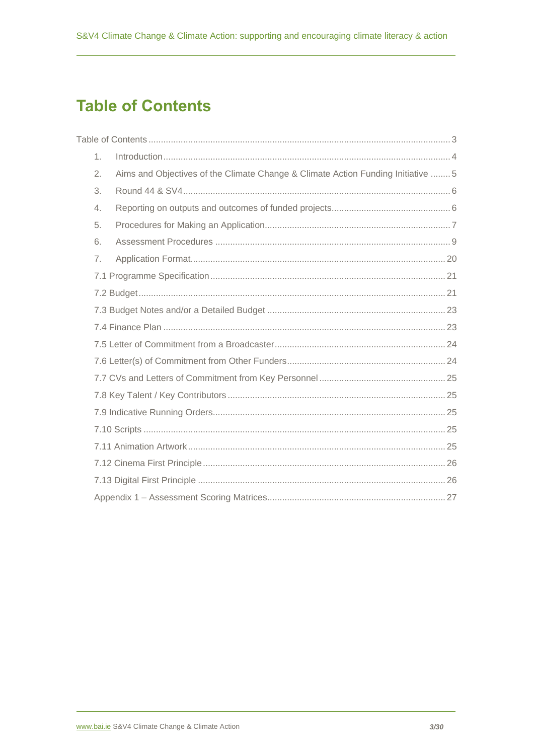# Table of Contents

Table of Contents ........ 3

1. Introduction ........ 4
2. Aims and Objectives of the Climate Change & Climate Action Funding Initiative ........ 5
3. Round 44 & SV4 ........ 6
4. Reporting on outputs and outcomes of funded projects ........ 6
5. Procedures for Making an Application ........ 7
6. Assessment Procedures ........ 9
7. Application Format ........ 20

7.1 Programme Specification ........ 21

7.2 Budget ........ 21

7.3 Budget Notes and/or a Detailed Budget ........ 23

7.4 Finance Plan ........ 23

7.5 Letter of Commitment from a Broadcaster ........ 24

7.6 Letter(s) of Commitment from Other Funders ........ 24

7.7 CVs and Letters of Commitment from Key Personnel ........ 25

7.8 Key Talent / Key Contributors ........ 25

7.9 Indicative Running Orders ........ 25

7.10 Scripts ........ 25

7.11 Animation Artwork ........ 25

7.12 Cinema First Principle ........ 26

7.13 Digital First Principle ........ 26

Appendix 1 – Assessment Scoring Matrices ........ 27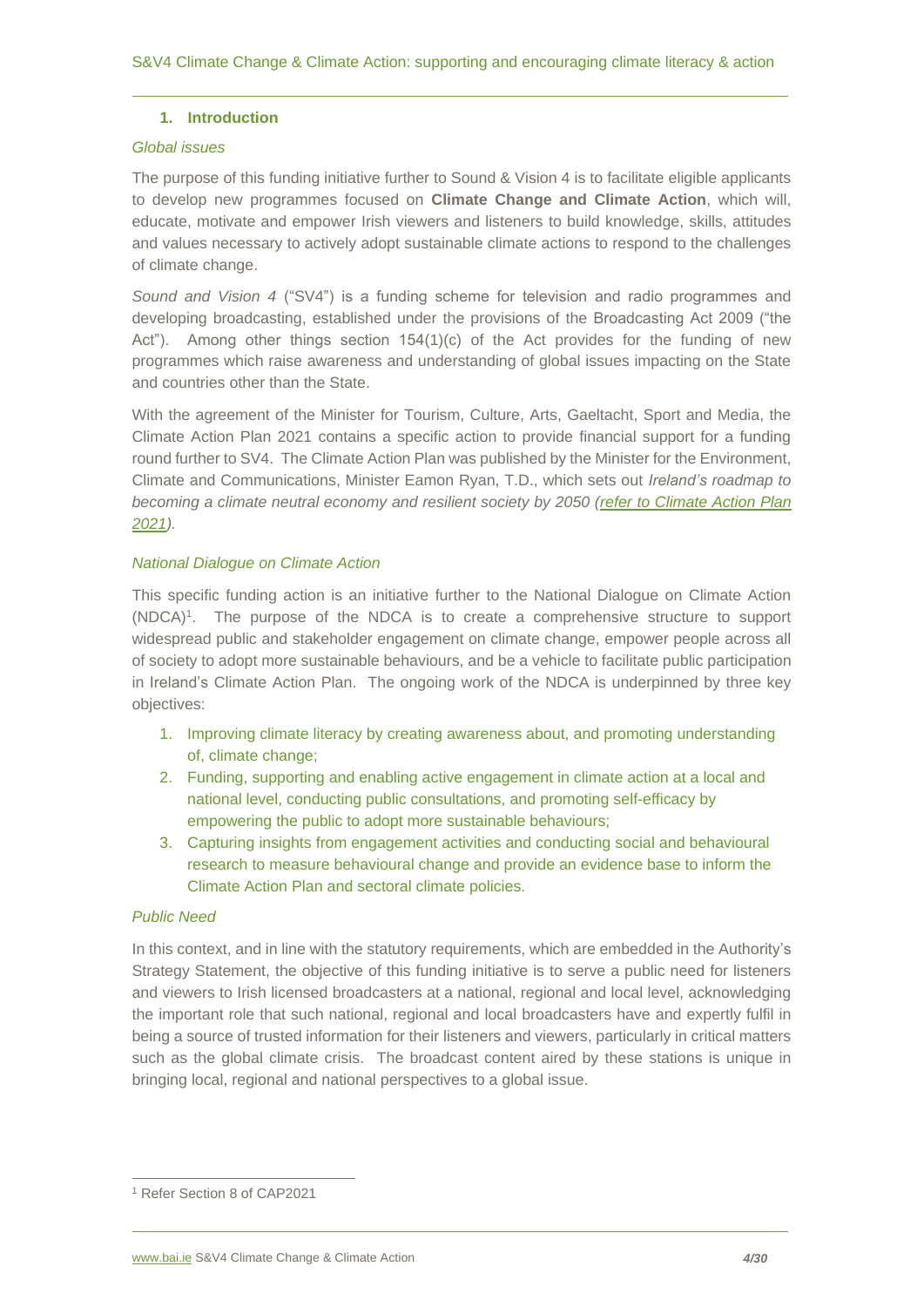## 1. Introduction

*Global issues*

The purpose of this funding initiative further to Sound & Vision 4 is to facilitate eligible applicants to develop new programmes focused on **Climate Change and Climate Action**, which will, educate, motivate and empower Irish viewers and listeners to build knowledge, skills, attitudes and values necessary to actively adopt sustainable climate actions to respond to the challenges of climate change.

*Sound and Vision 4* ("SV4") is a funding scheme for television and radio programmes and developing broadcasting, established under the provisions of the Broadcasting Act 2009 ("the Act"). Among other things section 154(1)(c) of the Act provides for the funding of new programmes which raise awareness and understanding of global issues impacting on the State and countries other than the State.

With the agreement of the Minister for Tourism, Culture, Arts, Gaeltacht, Sport and Media, the Climate Action Plan 2021 contains a specific action to provide financial support for a funding round further to SV4. The Climate Action Plan was published by the Minister for the Environment, Climate and Communications, Minister Eamon Ryan, T.D., which sets out *Ireland's roadmap to becoming a climate neutral economy and resilient society by 2050 (refer to Climate Action Plan 2021).*

*National Dialogue on Climate Action*

This specific funding action is an initiative further to the National Dialogue on Climate Action (NDCA)[1]. The purpose of the NDCA is to create a comprehensive structure to support widespread public and stakeholder engagement on climate change, empower people across all of society to adopt more sustainable behaviours, and be a vehicle to facilitate public participation in Ireland's Climate Action Plan. The ongoing work of the NDCA is underpinned by three key objectives:

1. Improving climate literacy by creating awareness about, and promoting understanding of, climate change;
2. Funding, supporting and enabling active engagement in climate action at a local and national level, conducting public consultations, and promoting self-efficacy by empowering the public to adopt more sustainable behaviours;
3. Capturing insights from engagement activities and conducting social and behavioural research to measure behavioural change and provide an evidence base to inform the Climate Action Plan and sectoral climate policies.

*Public Need*

In this context, and in line with the statutory requirements, which are embedded in the Authority's Strategy Statement, the objective of this funding initiative is to serve a public need for listeners and viewers to Irish licensed broadcasters at a national, regional and local level, acknowledging the important role that such national, regional and local broadcasters have and expertly fulfil in being a source of trusted information for their listeners and viewers, particularly in critical matters such as the global climate crisis. The broadcast content aired by these stations is unique in bringing local, regional and national perspectives to a global issue.

[1] Refer Section 8 of CAP2021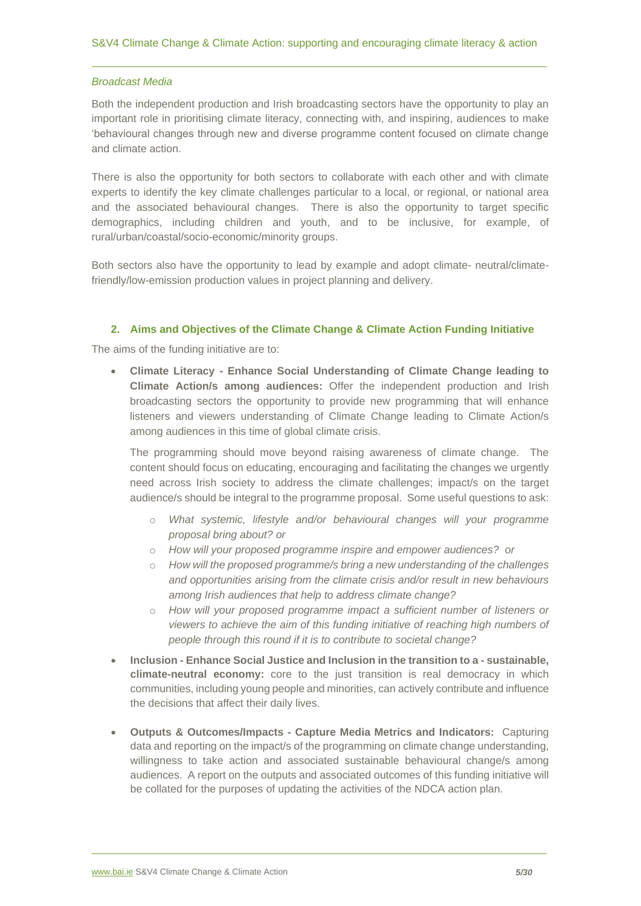*Broadcast Media*

Both the independent production and Irish broadcasting sectors have the opportunity to play an important role in prioritising climate literacy, connecting with, and inspiring, audiences to make 'behavioural changes through new and diverse programme content focused on climate change and climate action.

There is also the opportunity for both sectors to collaborate with each other and with climate experts to identify the key climate challenges particular to a local, or regional, or national area and the associated behavioural changes. There is also the opportunity to target specific demographics, including children and youth, and to be inclusive, for example, of rural/urban/coastal/socio-economic/minority groups.

Both sectors also have the opportunity to lead by example and adopt climate- neutral/climate-friendly/low-emission production values in project planning and delivery.

## 2. Aims and Objectives of the Climate Change & Climate Action Funding Initiative

The aims of the funding initiative are to:

- **Climate Literacy - Enhance Social Understanding of Climate Change leading to Climate Action/s among audiences:** Offer the independent production and Irish broadcasting sectors the opportunity to provide new programming that will enhance listeners and viewers understanding of Climate Change leading to Climate Action/s among audiences in this time of global climate crisis.

  The programming should move beyond raising awareness of climate change. The content should focus on educating, encouraging and facilitating the changes we urgently need across Irish society to address the climate challenges; impact/s on the target audience/s should be integral to the programme proposal. Some useful questions to ask:

  - *What systemic, lifestyle and/or behavioural changes will your programme proposal bring about? or*
  - *How will your proposed programme inspire and empower audiences? or*
  - *How will the proposed programme/s bring a new understanding of the challenges and opportunities arising from the climate crisis and/or result in new behaviours among Irish audiences that help to address climate change?*
  - *How will your proposed programme impact a sufficient number of listeners or viewers to achieve the aim of this funding initiative of reaching high numbers of people through this round if it is to contribute to societal change?*

- **Inclusion - Enhance Social Justice and Inclusion in the transition to a - sustainable, climate-neutral economy:** core to the just transition is real democracy in which communities, including young people and minorities, can actively contribute and influence the decisions that affect their daily lives.

- **Outputs & Outcomes/Impacts - Capture Media Metrics and Indicators:** Capturing data and reporting on the impact/s of the programming on climate change understanding, willingness to take action and associated sustainable behavioural change/s among audiences. A report on the outputs and associated outcomes of this funding initiative will be collated for the purposes of updating the activities of the NDCA action plan.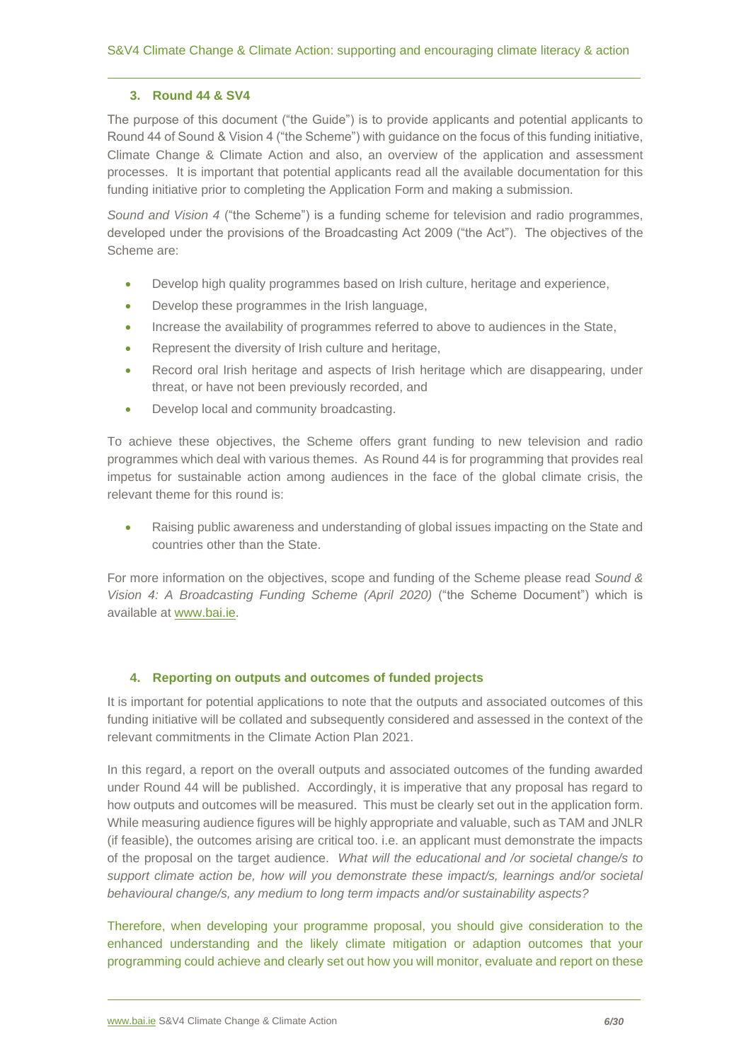## 3. Round 44 & SV4

The purpose of this document ("the Guide") is to provide applicants and potential applicants to Round 44 of Sound & Vision 4 ("the Scheme") with guidance on the focus of this funding initiative, Climate Change & Climate Action and also, an overview of the application and assessment processes. It is important that potential applicants read all the available documentation for this funding initiative prior to completing the Application Form and making a submission.

*Sound and Vision 4* ("the Scheme") is a funding scheme for television and radio programmes, developed under the provisions of the Broadcasting Act 2009 ("the Act"). The objectives of the Scheme are:

- Develop high quality programmes based on Irish culture, heritage and experience,
- Develop these programmes in the Irish language,
- Increase the availability of programmes referred to above to audiences in the State,
- Represent the diversity of Irish culture and heritage,
- Record oral Irish heritage and aspects of Irish heritage which are disappearing, under threat, or have not been previously recorded, and
- Develop local and community broadcasting.

To achieve these objectives, the Scheme offers grant funding to new television and radio programmes which deal with various themes. As Round 44 is for programming that provides real impetus for sustainable action among audiences in the face of the global climate crisis, the relevant theme for this round is:

- Raising public awareness and understanding of global issues impacting on the State and countries other than the State.

For more information on the objectives, scope and funding of the Scheme please read *Sound & Vision 4: A Broadcasting Funding Scheme (April 2020)* ("the Scheme Document") which is available at www.bai.ie.

## 4. Reporting on outputs and outcomes of funded projects

It is important for potential applications to note that the outputs and associated outcomes of this funding initiative will be collated and subsequently considered and assessed in the context of the relevant commitments in the Climate Action Plan 2021.

In this regard, a report on the overall outputs and associated outcomes of the funding awarded under Round 44 will be published. Accordingly, it is imperative that any proposal has regard to how outputs and outcomes will be measured. This must be clearly set out in the application form. While measuring audience figures will be highly appropriate and valuable, such as TAM and JNLR (if feasible), the outcomes arising are critical too. i.e. an applicant must demonstrate the impacts of the proposal on the target audience. *What will the educational and /or societal change/s to support climate action be, how will you demonstrate these impact/s, learnings and/or societal behavioural change/s, any medium to long term impacts and/or sustainability aspects?*

Therefore, when developing your programme proposal, you should give consideration to the enhanced understanding and the likely climate mitigation or adaption outcomes that your programming could achieve and clearly set out how you will monitor, evaluate and report on these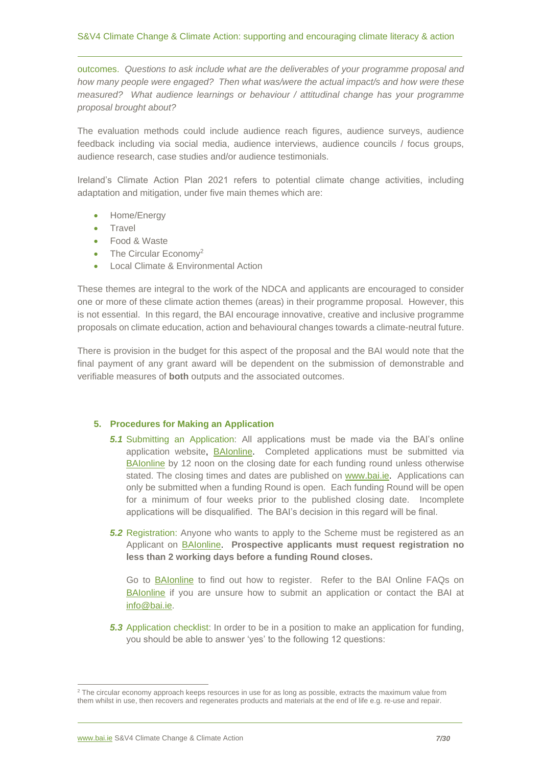outcomes. *Questions to ask include what are the deliverables of your programme proposal and how many people were engaged? Then what was/were the actual impact/s and how were these measured? What audience learnings or behaviour / attitudinal change has your programme proposal brought about?*

The evaluation methods could include audience reach figures, audience surveys, audience feedback including via social media, audience interviews, audience councils / focus groups, audience research, case studies and/or audience testimonials.

Ireland's Climate Action Plan 2021 refers to potential climate change activities, including adaptation and mitigation, under five main themes which are:

- Home/Energy
- Travel
- Food & Waste
- The Circular Economy[2]
- Local Climate & Environmental Action

These themes are integral to the work of the NDCA and applicants are encouraged to consider one or more of these climate action themes (areas) in their programme proposal. However, this is not essential. In this regard, the BAI encourage innovative, creative and inclusive programme proposals on climate education, action and behavioural changes towards a climate-neutral future.

There is provision in the budget for this aspect of the proposal and the BAI would note that the final payment of any grant award will be dependent on the submission of demonstrable and verifiable measures of **both** outputs and the associated outcomes.

## 5. Procedures for Making an Application

***5.1*** Submitting an Application: All applications must be made via the BAI's online application website, BAIonline. Completed applications must be submitted via BAIonline by 12 noon on the closing date for each funding round unless otherwise stated. The closing times and dates are published on www.bai.ie. Applications can only be submitted when a funding Round is open. Each funding Round will be open for a minimum of four weeks prior to the published closing date. Incomplete applications will be disqualified. The BAI's decision in this regard will be final.

***5.2*** Registration: Anyone who wants to apply to the Scheme must be registered as an Applicant on BAIonline. **Prospective applicants must request registration no less than 2 working days before a funding Round closes.**

Go to BAIonline to find out how to register. Refer to the BAI Online FAQs on BAIonline if you are unsure how to submit an application or contact the BAI at info@bai.ie.

***5.3*** Application checklist: In order to be in a position to make an application for funding, you should be able to answer 'yes' to the following 12 questions:

---

[2] The circular economy approach keeps resources in use for as long as possible, extracts the maximum value from them whilst in use, then recovers and regenerates products and materials at the end of life e.g. re-use and repair.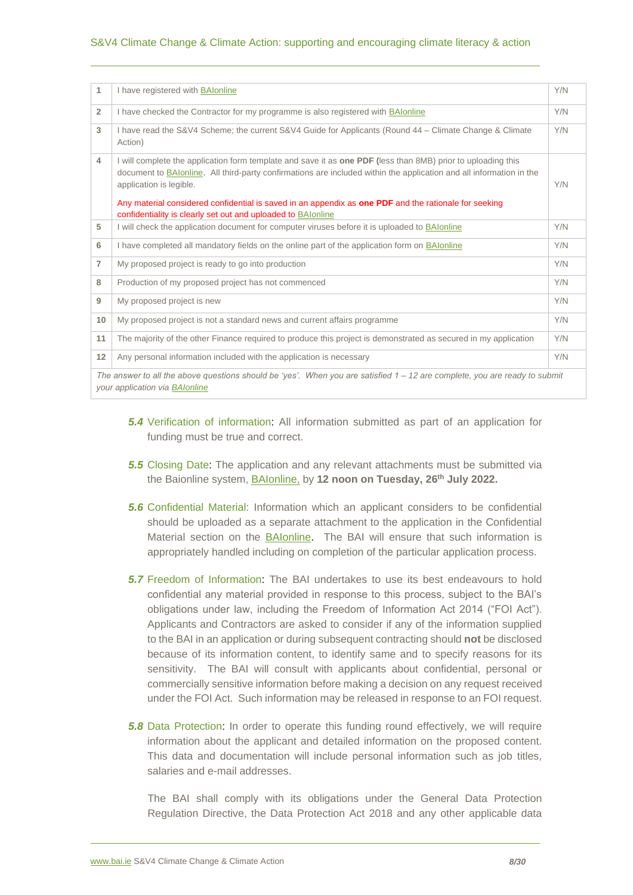| | | |
|---|---|---|
| 1 | I have registered with BAIonline | Y/N |
| 2 | I have checked the Contractor for my programme is also registered with BAIonline | Y/N |
| 3 | I have read the S&V4 Scheme; the current S&V4 Guide for Applicants (Round 44 – Climate Change & Climate Action) | Y/N |
| 4 | I will complete the application form template and save it as **one PDF (**less than 8MB) prior to uploading this document to BAIonline. All third-party confirmations are included within the application and all information in the application is legible.<br><br>Any material considered confidential is saved in an appendix as **one PDF** and the rationale for seeking confidentiality is clearly set out and uploaded to BAIonline | Y/N |
| 5 | I will check the application document for computer viruses before it is uploaded to BAIonline | Y/N |
| 6 | I have completed all mandatory fields on the online part of the application form on BAIonline | Y/N |
| 7 | My proposed project is ready to go into production | Y/N |
| 8 | Production of my proposed project has not commenced | Y/N |
| 9 | My proposed project is new | Y/N |
| 10 | My proposed project is not a standard news and current affairs programme | Y/N |
| 11 | The majority of the other Finance required to produce this project is demonstrated as secured in my application | Y/N |
| 12 | Any personal information included with the application is necessary | Y/N |

*The answer to all the above questions should be 'yes'. When you are satisfied 1 – 12 are complete, you are ready to submit your application via BAIonline*

***5.4*** Verification of information: All information submitted as part of an application for funding must be true and correct.

***5.5*** Closing Date: The application and any relevant attachments must be submitted via the Baionline system, BAIonline, by **12 noon on Tuesday, 26th July 2022.**

***5.6*** Confidential Material: Information which an applicant considers to be confidential should be uploaded as a separate attachment to the application in the Confidential Material section on the BAIonline. The BAI will ensure that such information is appropriately handled including on completion of the particular application process.

***5.7*** Freedom of Information: The BAI undertakes to use its best endeavours to hold confidential any material provided in response to this process, subject to the BAI's obligations under law, including the Freedom of Information Act 2014 ("FOI Act"). Applicants and Contractors are asked to consider if any of the information supplied to the BAI in an application or during subsequent contracting should **not** be disclosed because of its information content, to identify same and to specify reasons for its sensitivity. The BAI will consult with applicants about confidential, personal or commercially sensitive information before making a decision on any request received under the FOI Act. Such information may be released in response to an FOI request.

***5.8*** Data Protection: In order to operate this funding round effectively, we will require information about the applicant and detailed information on the proposed content. This data and documentation will include personal information such as job titles, salaries and e-mail addresses.

The BAI shall comply with its obligations under the General Data Protection Regulation Directive, the Data Protection Act 2018 and any other applicable data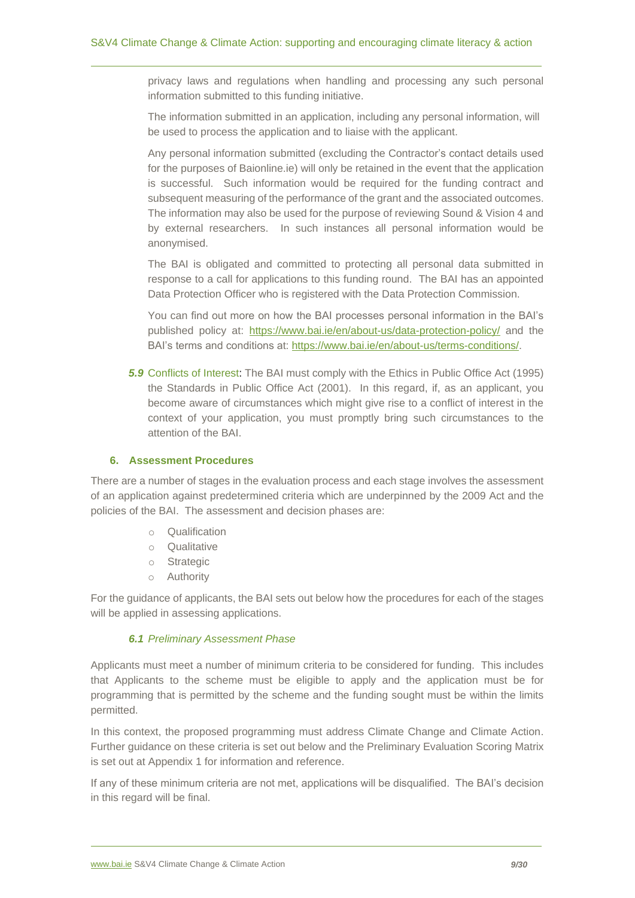privacy laws and regulations when handling and processing any such personal information submitted to this funding initiative.

The information submitted in an application, including any personal information, will be used to process the application and to liaise with the applicant.

Any personal information submitted (excluding the Contractor's contact details used for the purposes of Baionline.ie) will only be retained in the event that the application is successful. Such information would be required for the funding contract and subsequent measuring of the performance of the grant and the associated outcomes. The information may also be used for the purpose of reviewing Sound & Vision 4 and by external researchers. In such instances all personal information would be anonymised.

The BAI is obligated and committed to protecting all personal data submitted in response to a call for applications to this funding round. The BAI has an appointed Data Protection Officer who is registered with the Data Protection Commission.

You can find out more on how the BAI processes personal information in the BAI's published policy at: https://www.bai.ie/en/about-us/data-protection-policy/ and the BAI's terms and conditions at: https://www.bai.ie/en/about-us/terms-conditions/.

***5.9*** Conflicts of Interest: The BAI must comply with the Ethics in Public Office Act (1995) the Standards in Public Office Act (2001). In this regard, if, as an applicant, you become aware of circumstances which might give rise to a conflict of interest in the context of your application, you must promptly bring such circumstances to the attention of the BAI.

## 6. Assessment Procedures

There are a number of stages in the evaluation process and each stage involves the assessment of an application against predetermined criteria which are underpinned by the 2009 Act and the policies of the BAI. The assessment and decision phases are:

- Qualification
- Qualitative
- Strategic
- Authority

For the guidance of applicants, the BAI sets out below how the procedures for each of the stages will be applied in assessing applications.

### *6.1 Preliminary Assessment Phase*

Applicants must meet a number of minimum criteria to be considered for funding. This includes that Applicants to the scheme must be eligible to apply and the application must be for programming that is permitted by the scheme and the funding sought must be within the limits permitted.

In this context, the proposed programming must address Climate Change and Climate Action. Further guidance on these criteria is set out below and the Preliminary Evaluation Scoring Matrix is set out at Appendix 1 for information and reference.

If any of these minimum criteria are not met, applications will be disqualified. The BAI's decision in this regard will be final.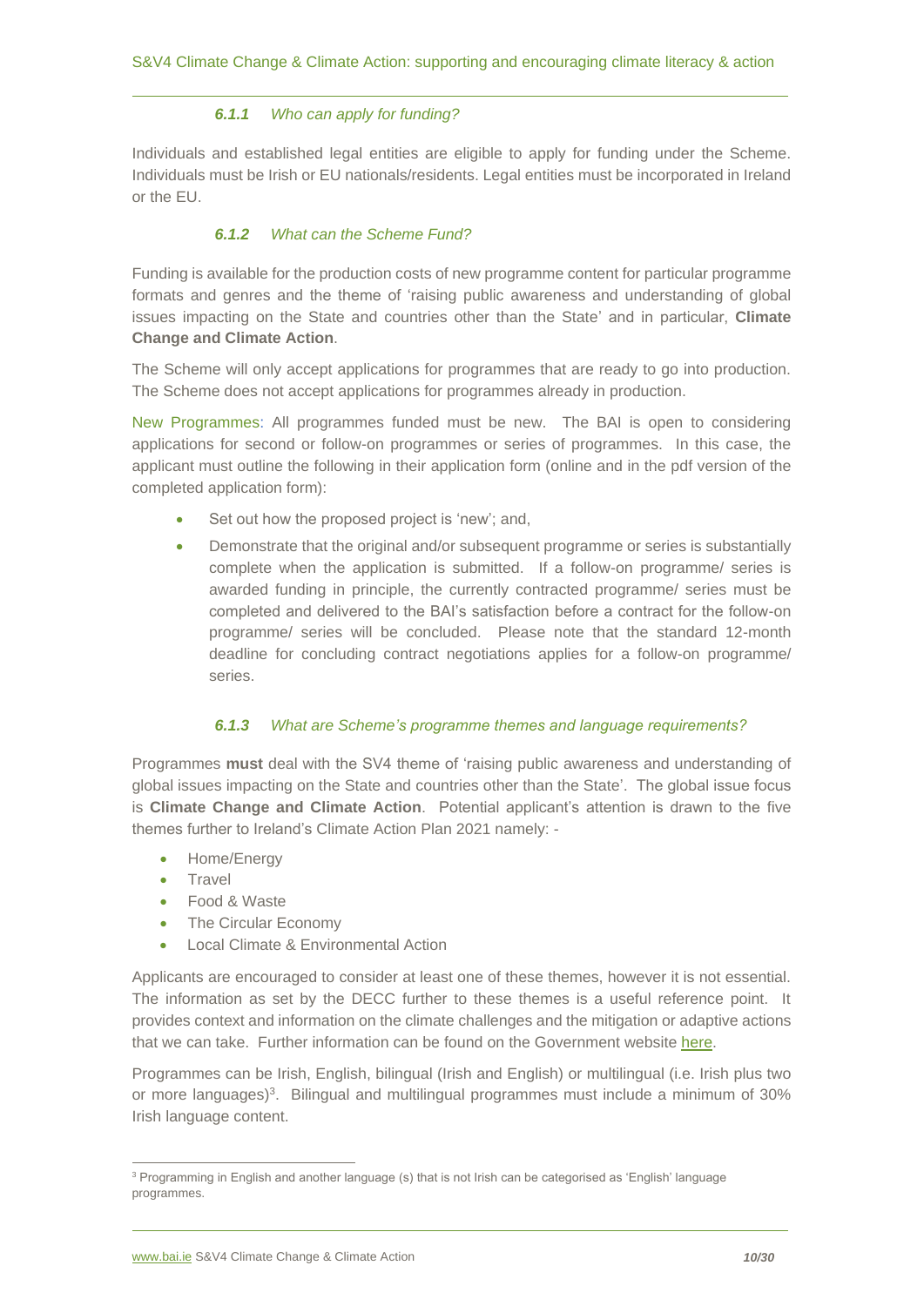#### *6.1.1 Who can apply for funding?*

Individuals and established legal entities are eligible to apply for funding under the Scheme. Individuals must be Irish or EU nationals/residents. Legal entities must be incorporated in Ireland or the EU.

#### *6.1.2 What can the Scheme Fund?*

Funding is available for the production costs of new programme content for particular programme formats and genres and the theme of 'raising public awareness and understanding of global issues impacting on the State and countries other than the State' and in particular, **Climate Change and Climate Action**.

The Scheme will only accept applications for programmes that are ready to go into production. The Scheme does not accept applications for programmes already in production.

New Programmes: All programmes funded must be new. The BAI is open to considering applications for second or follow-on programmes or series of programmes. In this case, the applicant must outline the following in their application form (online and in the pdf version of the completed application form):

- Set out how the proposed project is 'new'; and,
- Demonstrate that the original and/or subsequent programme or series is substantially complete when the application is submitted. If a follow-on programme/ series is awarded funding in principle, the currently contracted programme/ series must be completed and delivered to the BAI's satisfaction before a contract for the follow-on programme/ series will be concluded. Please note that the standard 12-month deadline for concluding contract negotiations applies for a follow-on programme/ series.

#### *6.1.3 What are Scheme's programme themes and language requirements?*

Programmes **must** deal with the SV4 theme of 'raising public awareness and understanding of global issues impacting on the State and countries other than the State'. The global issue focus is **Climate Change and Climate Action**. Potential applicant's attention is drawn to the five themes further to Ireland's Climate Action Plan 2021 namely: -

- Home/Energy
- Travel
- Food & Waste
- The Circular Economy
- Local Climate & Environmental Action

Applicants are encouraged to consider at least one of these themes, however it is not essential. The information as set by the DECC further to these themes is a useful reference point. It provides context and information on the climate challenges and the mitigation or adaptive actions that we can take. Further information can be found on the Government website here.

Programmes can be Irish, English, bilingual (Irish and English) or multilingual (i.e. Irish plus two or more languages)[3]. Bilingual and multilingual programmes must include a minimum of 30% Irish language content.

---

[3] Programming in English and another language (s) that is not Irish can be categorised as 'English' language programmes.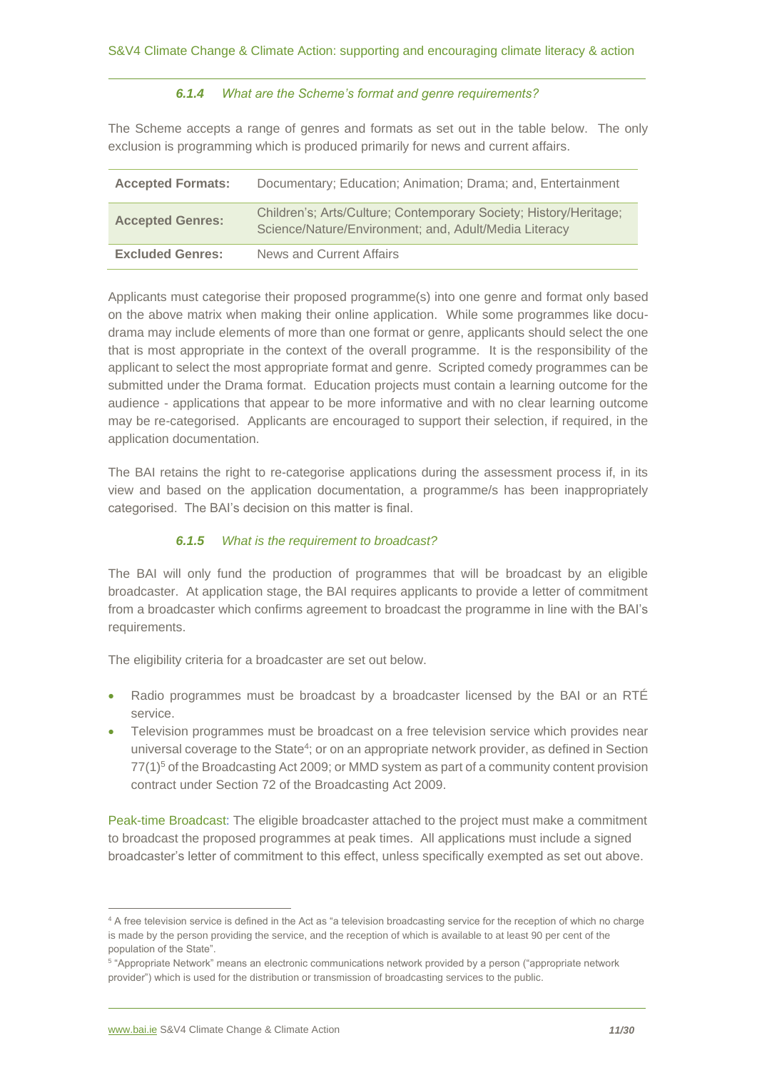#### *6.1.4 What are the Scheme's format and genre requirements?*

The Scheme accepts a range of genres and formats as set out in the table below. The only exclusion is programming which is produced primarily for news and current affairs.

| | |
|---|---|
| **Accepted Formats:** | Documentary; Education; Animation; Drama; and, Entertainment |
| **Accepted Genres:** | Children's; Arts/Culture; Contemporary Society; History/Heritage; Science/Nature/Environment; and, Adult/Media Literacy |
| **Excluded Genres:** | News and Current Affairs |

Applicants must categorise their proposed programme(s) into one genre and format only based on the above matrix when making their online application. While some programmes like docu-drama may include elements of more than one format or genre, applicants should select the one that is most appropriate in the context of the overall programme. It is the responsibility of the applicant to select the most appropriate format and genre. Scripted comedy programmes can be submitted under the Drama format. Education projects must contain a learning outcome for the audience - applications that appear to be more informative and with no clear learning outcome may be re-categorised. Applicants are encouraged to support their selection, if required, in the application documentation.

The BAI retains the right to re-categorise applications during the assessment process if, in its view and based on the application documentation, a programme/s has been inappropriately categorised. The BAI's decision on this matter is final.

#### *6.1.5 What is the requirement to broadcast?*

The BAI will only fund the production of programmes that will be broadcast by an eligible broadcaster. At application stage, the BAI requires applicants to provide a letter of commitment from a broadcaster which confirms agreement to broadcast the programme in line with the BAI's requirements.

The eligibility criteria for a broadcaster are set out below.

- Radio programmes must be broadcast by a broadcaster licensed by the BAI or an RTÉ service.
- Television programmes must be broadcast on a free television service which provides near universal coverage to the State[4]; or on an appropriate network provider, as defined in Section 77(1)[5] of the Broadcasting Act 2009; or MMD system as part of a community content provision contract under Section 72 of the Broadcasting Act 2009.

Peak-time Broadcast: The eligible broadcaster attached to the project must make a commitment to broadcast the proposed programmes at peak times. All applications must include a signed broadcaster's letter of commitment to this effect, unless specifically exempted as set out above.

---

[4] A free television service is defined in the Act as "a television broadcasting service for the reception of which no charge is made by the person providing the service, and the reception of which is available to at least 90 per cent of the population of the State".

[5] "Appropriate Network" means an electronic communications network provided by a person ("appropriate network provider") which is used for the distribution or transmission of broadcasting services to the public.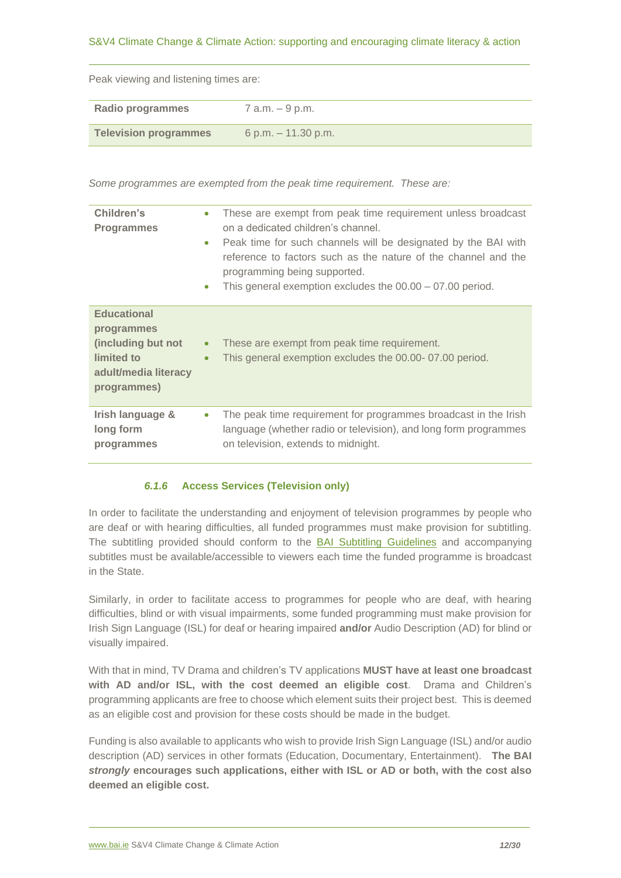Peak viewing and listening times are:

| | |
|---|---|
| **Radio programmes** | 7 a.m. – 9 p.m. |
| **Television programmes** | 6 p.m. – 11.30 p.m. |

*Some programmes are exempted from the peak time requirement. These are:*

| | |
|---|---|
| **Children's Programmes** | • These are exempt from peak time requirement unless broadcast on a dedicated children's channel.<br>• Peak time for such channels will be designated by the BAI with reference to factors such as the nature of the channel and the programming being supported.<br>• This general exemption excludes the 00.00 – 07.00 period. |
| **Educational programmes (including but not limited to adult/media literacy programmes)** | • These are exempt from peak time requirement.<br>• This general exemption excludes the 00.00- 07.00 period. |
| **Irish language & long form programmes** | • The peak time requirement for programmes broadcast in the Irish language (whether radio or television), and long form programmes on television, extends to midnight. |

#### *6.1.6* Access Services (Television only)

In order to facilitate the understanding and enjoyment of television programmes by people who are deaf or with hearing difficulties, all funded programmes must make provision for subtitling. The subtitling provided should conform to the BAI Subtitling Guidelines and accompanying subtitles must be available/accessible to viewers each time the funded programme is broadcast in the State.

Similarly, in order to facilitate access to programmes for people who are deaf, with hearing difficulties, blind or with visual impairments, some funded programming must make provision for Irish Sign Language (ISL) for deaf or hearing impaired **and/or** Audio Description (AD) for blind or visually impaired.

With that in mind, TV Drama and children's TV applications **MUST have at least one broadcast with AD and/or ISL, with the cost deemed an eligible cost**. Drama and Children's programming applicants are free to choose which element suits their project best. This is deemed as an eligible cost and provision for these costs should be made in the budget.

Funding is also available to applicants who wish to provide Irish Sign Language (ISL) and/or audio description (AD) services in other formats (Education, Documentary, Entertainment). **The BAI *strongly* encourages such applications, either with ISL or AD or both, with the cost also deemed an eligible cost.**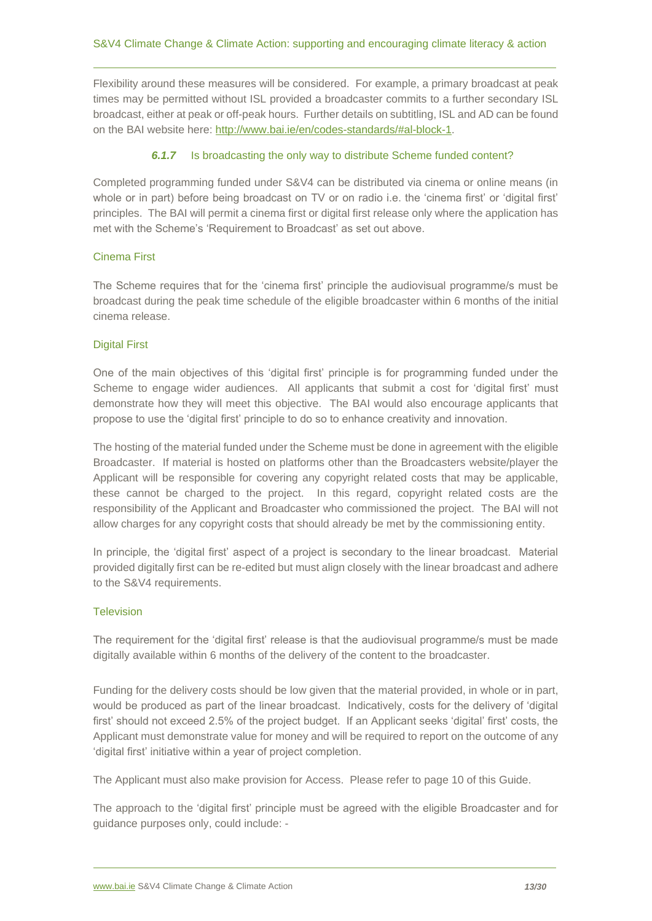Flexibility around these measures will be considered. For example, a primary broadcast at peak times may be permitted without ISL provided a broadcaster commits to a further secondary ISL broadcast, either at peak or off-peak hours. Further details on subtitling, ISL and AD can be found on the BAI website here: [http://www.bai.ie/en/codes-standards/#al-block-1](http://www.bai.ie/en/codes-standards/#al-block-1).

#### *6.1.7* Is broadcasting the only way to distribute Scheme funded content?

Completed programming funded under S&V4 can be distributed via cinema or online means (in whole or in part) before being broadcast on TV or on radio i.e. the 'cinema first' or 'digital first' principles. The BAI will permit a cinema first or digital first release only where the application has met with the Scheme's 'Requirement to Broadcast' as set out above.

##### Cinema First

The Scheme requires that for the 'cinema first' principle the audiovisual programme/s must be broadcast during the peak time schedule of the eligible broadcaster within 6 months of the initial cinema release.

##### Digital First

One of the main objectives of this 'digital first' principle is for programming funded under the Scheme to engage wider audiences. All applicants that submit a cost for 'digital first' must demonstrate how they will meet this objective. The BAI would also encourage applicants that propose to use the 'digital first' principle to do so to enhance creativity and innovation.

The hosting of the material funded under the Scheme must be done in agreement with the eligible Broadcaster. If material is hosted on platforms other than the Broadcasters website/player the Applicant will be responsible for covering any copyright related costs that may be applicable, these cannot be charged to the project. In this regard, copyright related costs are the responsibility of the Applicant and Broadcaster who commissioned the project. The BAI will not allow charges for any copyright costs that should already be met by the commissioning entity.

In principle, the 'digital first' aspect of a project is secondary to the linear broadcast. Material provided digitally first can be re-edited but must align closely with the linear broadcast and adhere to the S&V4 requirements.

##### Television

The requirement for the 'digital first' release is that the audiovisual programme/s must be made digitally available within 6 months of the delivery of the content to the broadcaster.

Funding for the delivery costs should be low given that the material provided, in whole or in part, would be produced as part of the linear broadcast. Indicatively, costs for the delivery of 'digital first' should not exceed 2.5% of the project budget. If an Applicant seeks 'digital' first' costs, the Applicant must demonstrate value for money and will be required to report on the outcome of any 'digital first' initiative within a year of project completion.

The Applicant must also make provision for Access. Please refer to page 10 of this Guide.

The approach to the 'digital first' principle must be agreed with the eligible Broadcaster and for guidance purposes only, could include: -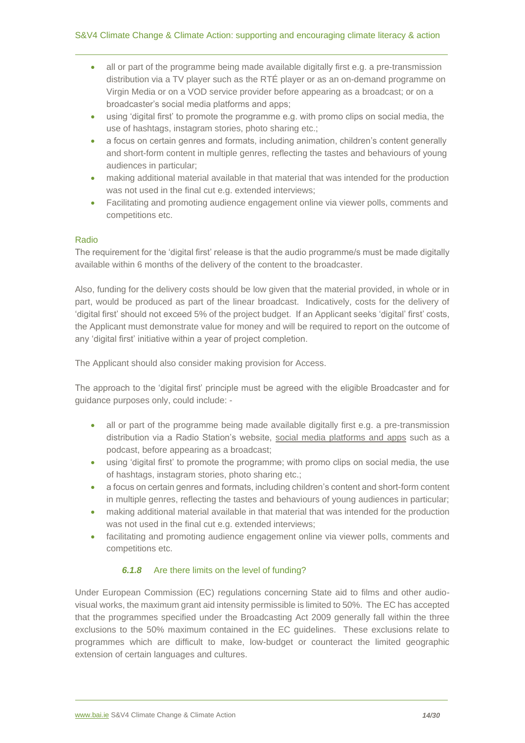- all or part of the programme being made available digitally first e.g. a pre-transmission distribution via a TV player such as the RTÉ player or as an on-demand programme on Virgin Media or on a VOD service provider before appearing as a broadcast; or on a broadcaster's social media platforms and apps;
- using 'digital first' to promote the programme e.g. with promo clips on social media, the use of hashtags, instagram stories, photo sharing etc.;
- a focus on certain genres and formats, including animation, children's content generally and short-form content in multiple genres, reflecting the tastes and behaviours of young audiences in particular;
- making additional material available in that material that was intended for the production was not used in the final cut e.g. extended interviews;
- Facilitating and promoting audience engagement online via viewer polls, comments and competitions etc.

#### Radio

The requirement for the 'digital first' release is that the audio programme/s must be made digitally available within 6 months of the delivery of the content to the broadcaster.

Also, funding for the delivery costs should be low given that the material provided, in whole or in part, would be produced as part of the linear broadcast. Indicatively, costs for the delivery of 'digital first' should not exceed 5% of the project budget. If an Applicant seeks 'digital' first' costs, the Applicant must demonstrate value for money and will be required to report on the outcome of any 'digital first' initiative within a year of project completion.

The Applicant should also consider making provision for Access.

The approach to the 'digital first' principle must be agreed with the eligible Broadcaster and for guidance purposes only, could include: -

- all or part of the programme being made available digitally first e.g. a pre-transmission distribution via a Radio Station's website, social media platforms and apps such as a podcast, before appearing as a broadcast;
- using 'digital first' to promote the programme; with promo clips on social media, the use of hashtags, instagram stories, photo sharing etc.;
- a focus on certain genres and formats, including children's content and short-form content in multiple genres, reflecting the tastes and behaviours of young audiences in particular;
- making additional material available in that material that was intended for the production was not used in the final cut e.g. extended interviews;
- facilitating and promoting audience engagement online via viewer polls, comments and competitions etc.

### *6.1.8* Are there limits on the level of funding?

Under European Commission (EC) regulations concerning State aid to films and other audio-visual works, the maximum grant aid intensity permissible is limited to 50%. The EC has accepted that the programmes specified under the Broadcasting Act 2009 generally fall within the three exclusions to the 50% maximum contained in the EC guidelines. These exclusions relate to programmes which are difficult to make, low-budget or counteract the limited geographic extension of certain languages and cultures.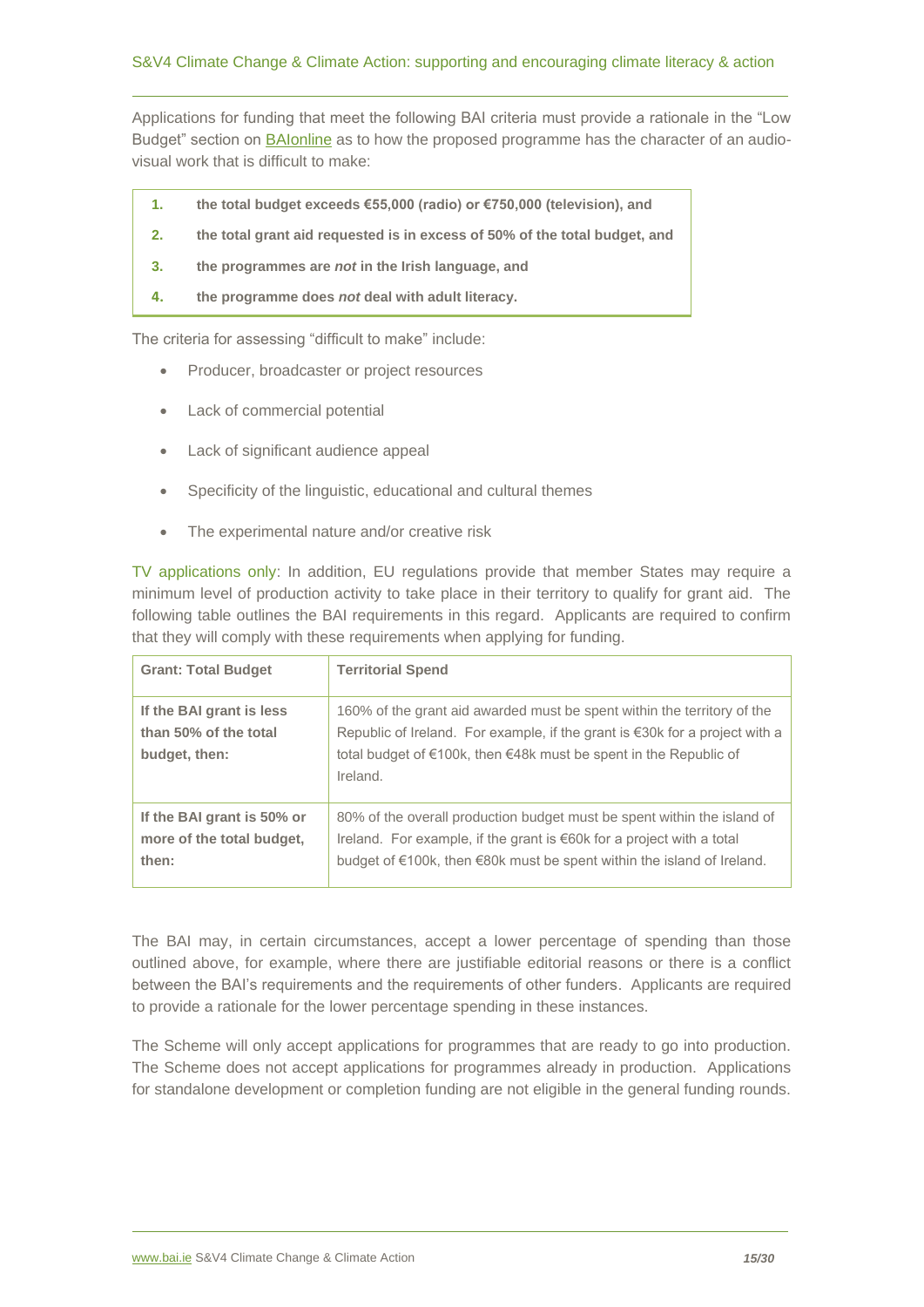Applications for funding that meet the following BAI criteria must provide a rationale in the "Low Budget" section on BAIonline as to how the proposed programme has the character of an audio-visual work that is difficult to make:

1. **the total budget exceeds €55,000 (radio) or €750,000 (television), and**
2. **the total grant aid requested is in excess of 50% of the total budget, and**
3. **the programmes are *not* in the Irish language, and**
4. **the programme does *not* deal with adult literacy.**

The criteria for assessing "difficult to make" include:

- Producer, broadcaster or project resources
- Lack of commercial potential
- Lack of significant audience appeal
- Specificity of the linguistic, educational and cultural themes
- The experimental nature and/or creative risk

TV applications only: In addition, EU regulations provide that member States may require a minimum level of production activity to take place in their territory to qualify for grant aid. The following table outlines the BAI requirements in this regard. Applicants are required to confirm that they will comply with these requirements when applying for funding.

| Grant: Total Budget | Territorial Spend |
|---|---|
| **If the BAI grant is less than 50% of the total budget, then:** | 160% of the grant aid awarded must be spent within the territory of the Republic of Ireland. For example, if the grant is €30k for a project with a total budget of €100k, then €48k must be spent in the Republic of Ireland. |
| **If the BAI grant is 50% or more of the total budget, then:** | 80% of the overall production budget must be spent within the island of Ireland. For example, if the grant is €60k for a project with a total budget of €100k, then €80k must be spent within the island of Ireland. |

The BAI may, in certain circumstances, accept a lower percentage of spending than those outlined above, for example, where there are justifiable editorial reasons or there is a conflict between the BAI's requirements and the requirements of other funders. Applicants are required to provide a rationale for the lower percentage spending in these instances.

The Scheme will only accept applications for programmes that are ready to go into production. The Scheme does not accept applications for programmes already in production. Applications for standalone development or completion funding are not eligible in the general funding rounds.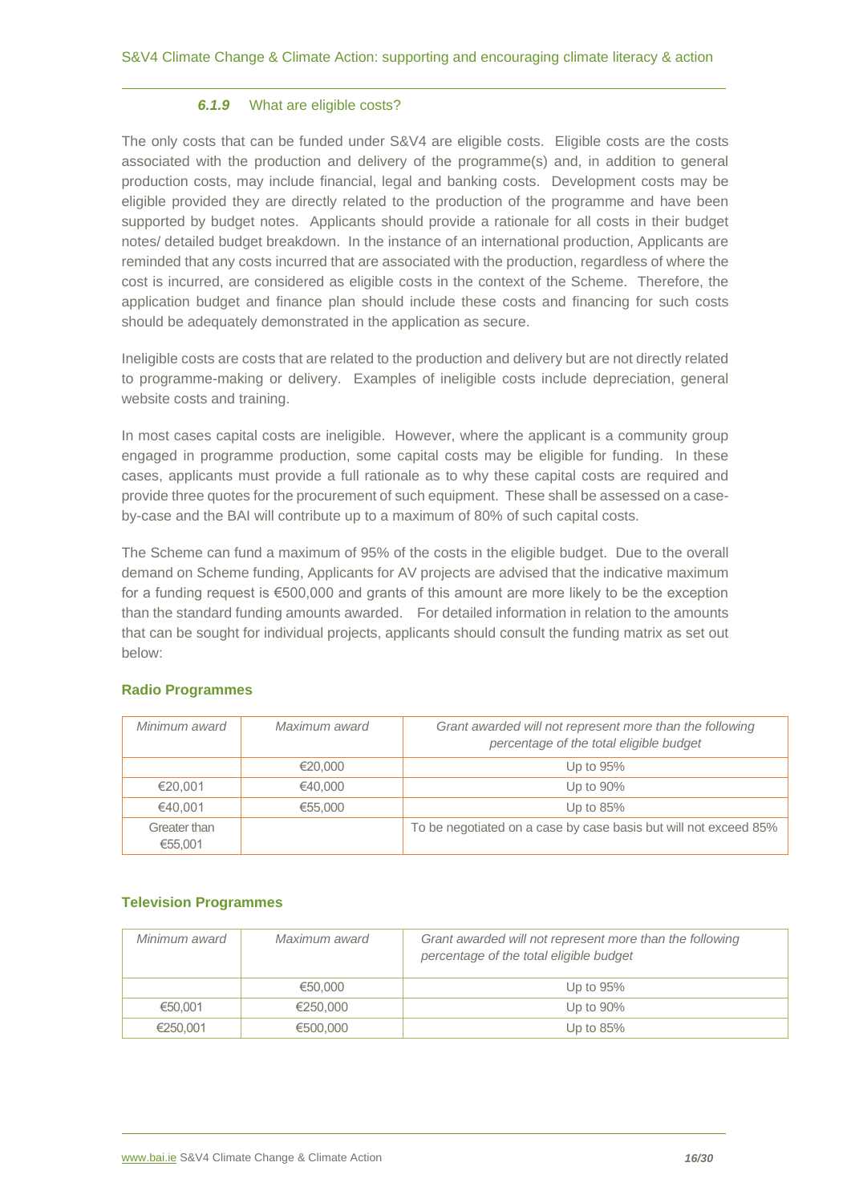#### *6.1.9* What are eligible costs?

The only costs that can be funded under S&V4 are eligible costs. Eligible costs are the costs associated with the production and delivery of the programme(s) and, in addition to general production costs, may include financial, legal and banking costs. Development costs may be eligible provided they are directly related to the production of the programme and have been supported by budget notes. Applicants should provide a rationale for all costs in their budget notes/ detailed budget breakdown. In the instance of an international production, Applicants are reminded that any costs incurred that are associated with the production, regardless of where the cost is incurred, are considered as eligible costs in the context of the Scheme. Therefore, the application budget and finance plan should include these costs and financing for such costs should be adequately demonstrated in the application as secure.

Ineligible costs are costs that are related to the production and delivery but are not directly related to programme-making or delivery. Examples of ineligible costs include depreciation, general website costs and training.

In most cases capital costs are ineligible. However, where the applicant is a community group engaged in programme production, some capital costs may be eligible for funding. In these cases, applicants must provide a full rationale as to why these capital costs are required and provide three quotes for the procurement of such equipment. These shall be assessed on a case-by-case and the BAI will contribute up to a maximum of 80% of such capital costs.

The Scheme can fund a maximum of 95% of the costs in the eligible budget. Due to the overall demand on Scheme funding, Applicants for AV projects are advised that the indicative maximum for a funding request is €500,000 and grants of this amount are more likely to be the exception than the standard funding amounts awarded. For detailed information in relation to the amounts that can be sought for individual projects, applicants should consult the funding matrix as set out below:

**Radio Programmes**

| *Minimum award* | *Maximum award* | *Grant awarded will not represent more than the following percentage of the total eligible budget* |
|---|---|---|
| | €20,000 | Up to 95% |
| €20,001 | €40,000 | Up to 90% |
| €40,001 | €55,000 | Up to 85% |
| Greater than €55,001 | | To be negotiated on a case by case basis but will not exceed 85% |

**Television Programmes**

| *Minimum award* | *Maximum award* | *Grant awarded will not represent more than the following percentage of the total eligible budget* |
|---|---|---|
| | €50,000 | Up to 95% |
| €50,001 | €250,000 | Up to 90% |
| €250,001 | €500,000 | Up to 85% |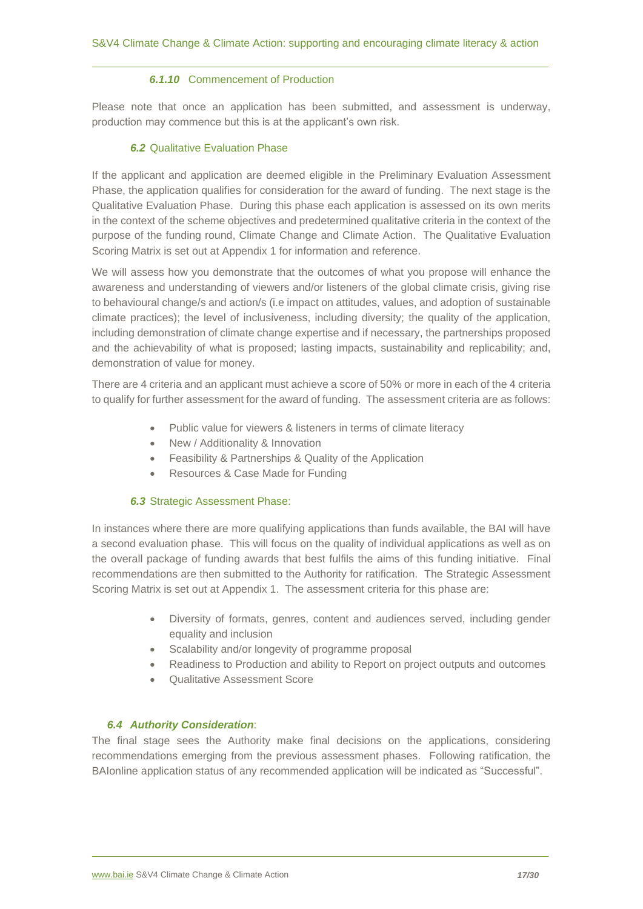#### *6.1.10* Commencement of Production

Please note that once an application has been submitted, and assessment is underway, production may commence but this is at the applicant's own risk.

### *6.2* Qualitative Evaluation Phase

If the applicant and application are deemed eligible in the Preliminary Evaluation Assessment Phase, the application qualifies for consideration for the award of funding. The next stage is the Qualitative Evaluation Phase. During this phase each application is assessed on its own merits in the context of the scheme objectives and predetermined qualitative criteria in the context of the purpose of the funding round, Climate Change and Climate Action. The Qualitative Evaluation Scoring Matrix is set out at Appendix 1 for information and reference.

We will assess how you demonstrate that the outcomes of what you propose will enhance the awareness and understanding of viewers and/or listeners of the global climate crisis, giving rise to behavioural change/s and action/s (i.e impact on attitudes, values, and adoption of sustainable climate practices); the level of inclusiveness, including diversity; the quality of the application, including demonstration of climate change expertise and if necessary, the partnerships proposed and the achievability of what is proposed; lasting impacts, sustainability and replicability; and, demonstration of value for money.

There are 4 criteria and an applicant must achieve a score of 50% or more in each of the 4 criteria to qualify for further assessment for the award of funding. The assessment criteria are as follows:

- Public value for viewers & listeners in terms of climate literacy
- New / Additionality & Innovation
- Feasibility & Partnerships & Quality of the Application
- Resources & Case Made for Funding

### *6.3* Strategic Assessment Phase:

In instances where there are more qualifying applications than funds available, the BAI will have a second evaluation phase. This will focus on the quality of individual applications as well as on the overall package of funding awards that best fulfils the aims of this funding initiative. Final recommendations are then submitted to the Authority for ratification. The Strategic Assessment Scoring Matrix is set out at Appendix 1. The assessment criteria for this phase are:

- Diversity of formats, genres, content and audiences served, including gender equality and inclusion
- Scalability and/or longevity of programme proposal
- Readiness to Production and ability to Report on project outputs and outcomes
- Qualitative Assessment Score

### *6.4 Authority Consideration*:

The final stage sees the Authority make final decisions on the applications, considering recommendations emerging from the previous assessment phases. Following ratification, the BAIonline application status of any recommended application will be indicated as "Successful".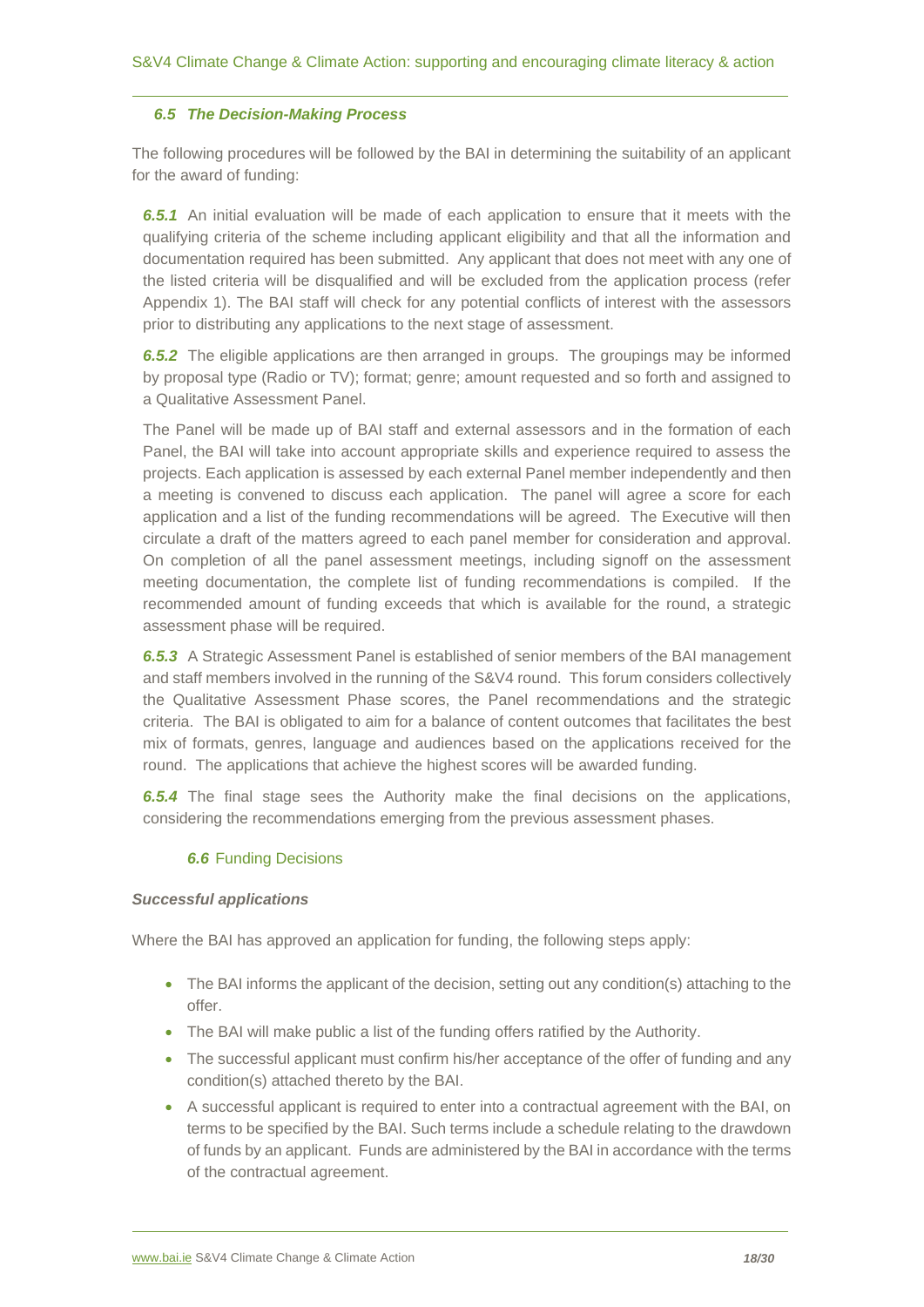### *6.5 The Decision-Making Process*

The following procedures will be followed by the BAI in determining the suitability of an applicant for the award of funding:

***6.5.1*** An initial evaluation will be made of each application to ensure that it meets with the qualifying criteria of the scheme including applicant eligibility and that all the information and documentation required has been submitted. Any applicant that does not meet with any one of the listed criteria will be disqualified and will be excluded from the application process (refer Appendix 1). The BAI staff will check for any potential conflicts of interest with the assessors prior to distributing any applications to the next stage of assessment.

***6.5.2*** The eligible applications are then arranged in groups. The groupings may be informed by proposal type (Radio or TV); format; genre; amount requested and so forth and assigned to a Qualitative Assessment Panel.

The Panel will be made up of BAI staff and external assessors and in the formation of each Panel, the BAI will take into account appropriate skills and experience required to assess the projects. Each application is assessed by each external Panel member independently and then a meeting is convened to discuss each application. The panel will agree a score for each application and a list of the funding recommendations will be agreed. The Executive will then circulate a draft of the matters agreed to each panel member for consideration and approval. On completion of all the panel assessment meetings, including signoff on the assessment meeting documentation, the complete list of funding recommendations is compiled. If the recommended amount of funding exceeds that which is available for the round, a strategic assessment phase will be required.

***6.5.3*** A Strategic Assessment Panel is established of senior members of the BAI management and staff members involved in the running of the S&V4 round. This forum considers collectively the Qualitative Assessment Phase scores, the Panel recommendations and the strategic criteria. The BAI is obligated to aim for a balance of content outcomes that facilitates the best mix of formats, genres, language and audiences based on the applications received for the round. The applications that achieve the highest scores will be awarded funding.

***6.5.4*** The final stage sees the Authority make the final decisions on the applications, considering the recommendations emerging from the previous assessment phases.

### ***6.6*** Funding Decisions

***Successful applications***

Where the BAI has approved an application for funding, the following steps apply:

- The BAI informs the applicant of the decision, setting out any condition(s) attaching to the offer.
- The BAI will make public a list of the funding offers ratified by the Authority.
- The successful applicant must confirm his/her acceptance of the offer of funding and any condition(s) attached thereto by the BAI.
- A successful applicant is required to enter into a contractual agreement with the BAI, on terms to be specified by the BAI. Such terms include a schedule relating to the drawdown of funds by an applicant. Funds are administered by the BAI in accordance with the terms of the contractual agreement.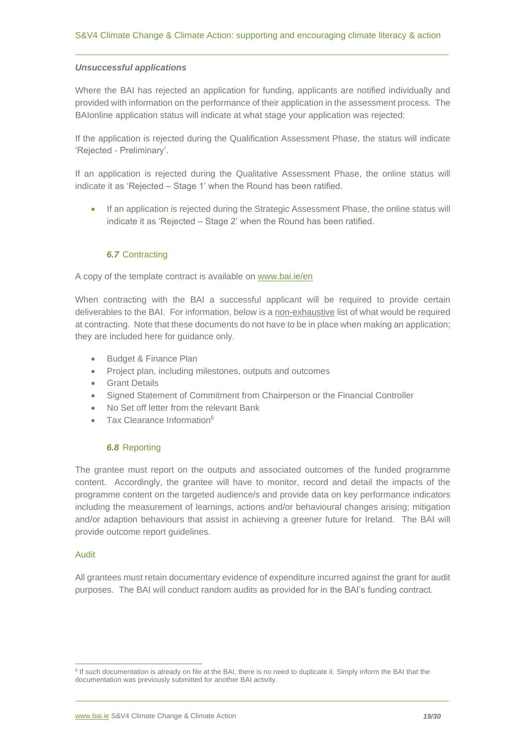***Unsuccessful applications***

Where the BAI has rejected an application for funding, applicants are notified individually and provided with information on the performance of their application in the assessment process. The BAIonline application status will indicate at what stage your application was rejected:

If the application is rejected during the Qualification Assessment Phase, the status will indicate 'Rejected - Preliminary'.

If an application is rejected during the Qualitative Assessment Phase, the online status will indicate it as 'Rejected – Stage 1' when the Round has been ratified.

- If an application is rejected during the Strategic Assessment Phase, the online status will indicate it as 'Rejected – Stage 2' when the Round has been ratified.

### ***6.7*** Contracting

A copy of the template contract is available on [www.bai.ie/en](www.bai.ie/en)

When contracting with the BAI a successful applicant will be required to provide certain deliverables to the BAI. For information, below is a non-exhaustive list of what would be required at contracting. Note that these documents do not have to be in place when making an application; they are included here for guidance only.

- Budget & Finance Plan
- Project plan, including milestones, outputs and outcomes
- Grant Details
- Signed Statement of Commitment from Chairperson or the Financial Controller
- No Set off letter from the relevant Bank
- Tax Clearance Information[6]

### ***6.8*** Reporting

The grantee must report on the outputs and associated outcomes of the funded programme content. Accordingly, the grantee will have to monitor, record and detail the impacts of the programme content on the targeted audience/s and provide data on key performance indicators including the measurement of learnings, actions and/or behavioural changes arising; mitigation and/or adaption behaviours that assist in achieving a greener future for Ireland. The BAI will provide outcome report guidelines.

#### Audit

All grantees must retain documentary evidence of expenditure incurred against the grant for audit purposes. The BAI will conduct random audits as provided for in the BAI's funding contract.

[6] If such documentation is already on file at the BAI, there is no need to duplicate it. Simply inform the BAI that the documentation was previously submitted for another BAI activity.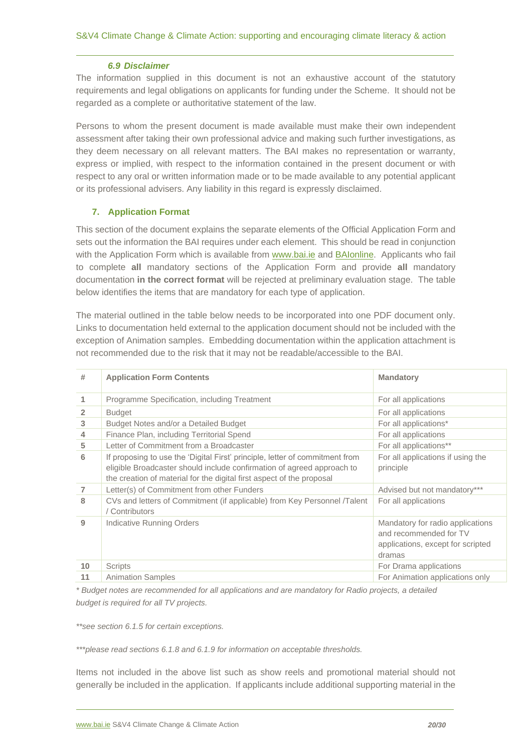### *6.9 Disclaimer*

The information supplied in this document is not an exhaustive account of the statutory requirements and legal obligations on applicants for funding under the Scheme. It should not be regarded as a complete or authoritative statement of the law.

Persons to whom the present document is made available must make their own independent assessment after taking their own professional advice and making such further investigations, as they deem necessary on all relevant matters. The BAI makes no representation or warranty, express or implied, with respect to the information contained in the present document or with respect to any oral or written information made or to be made available to any potential applicant or its professional advisers. Any liability in this regard is expressly disclaimed.

## 7. Application Format

This section of the document explains the separate elements of the Official Application Form and sets out the information the BAI requires under each element. This should be read in conjunction with the Application Form which is available from www.bai.ie and BAIonline. Applicants who fail to complete **all** mandatory sections of the Application Form and provide **all** mandatory documentation **in the correct format** will be rejected at preliminary evaluation stage. The table below identifies the items that are mandatory for each type of application.

The material outlined in the table below needs to be incorporated into one PDF document only. Links to documentation held external to the application document should not be included with the exception of Animation samples. Embedding documentation within the application attachment is not recommended due to the risk that it may not be readable/accessible to the BAI.

| # | Application Form Contents | Mandatory |
|---|---|---|
| 1 | Programme Specification, including Treatment | For all applications |
| 2 | Budget | For all applications |
| 3 | Budget Notes and/or a Detailed Budget | For all applications* |
| 4 | Finance Plan, including Territorial Spend | For all applications |
| 5 | Letter of Commitment from a Broadcaster | For all applications** |
| 6 | If proposing to use the 'Digital First' principle, letter of commitment from eligible Broadcaster should include confirmation of agreed approach to the creation of material for the digital first aspect of the proposal | For all applications if using the principle |
| 7 | Letter(s) of Commitment from other Funders | Advised but not mandatory*** |
| 8 | CVs and letters of Commitment (if applicable) from Key Personnel /Talent / Contributors | For all applications |
| 9 | Indicative Running Orders | Mandatory for radio applications and recommended for TV applications, except for scripted dramas |
| 10 | Scripts | For Drama applications |
| 11 | Animation Samples | For Animation applications only |

*\* Budget notes are recommended for all applications and are mandatory for Radio projects, a detailed budget is required for all TV projects.*

*\*\*see section 6.1.5 for certain exceptions.*

*\*\*\*please read sections 6.1.8 and 6.1.9 for information on acceptable thresholds.*

Items not included in the above list such as show reels and promotional material should not generally be included in the application. If applicants include additional supporting material in the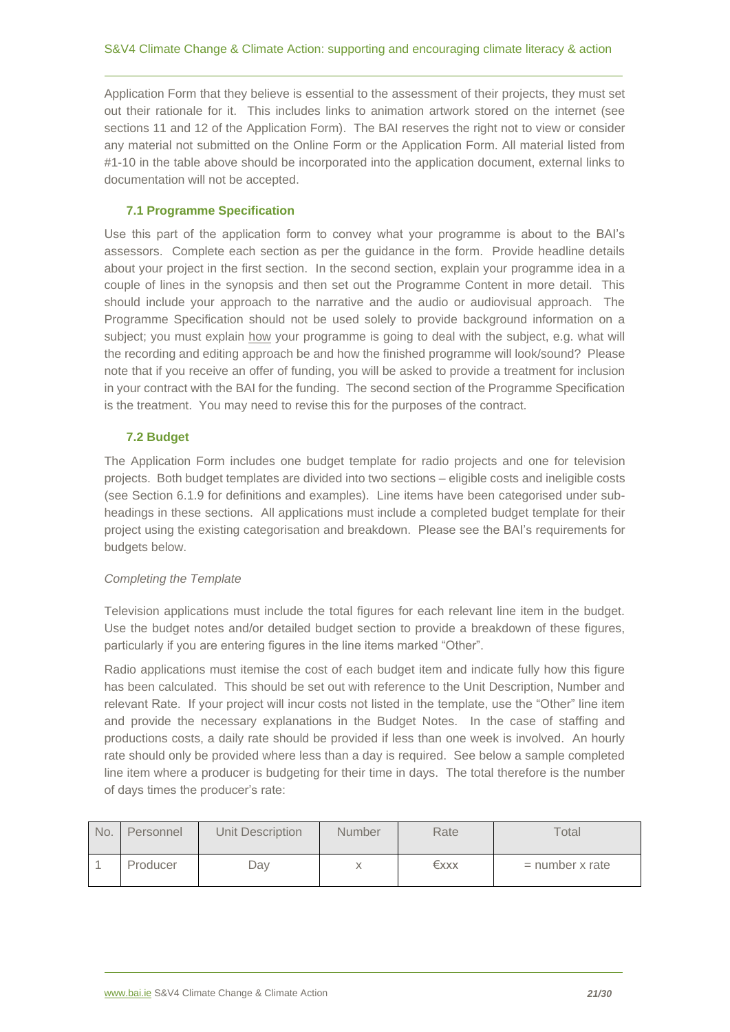Application Form that they believe is essential to the assessment of their projects, they must set out their rationale for it. This includes links to animation artwork stored on the internet (see sections 11 and 12 of the Application Form). The BAI reserves the right not to view or consider any material not submitted on the Online Form or the Application Form. All material listed from #1-10 in the table above should be incorporated into the application document, external links to documentation will not be accepted.

### 7.1 Programme Specification

Use this part of the application form to convey what your programme is about to the BAI's assessors. Complete each section as per the guidance in the form. Provide headline details about your project in the first section. In the second section, explain your programme idea in a couple of lines in the synopsis and then set out the Programme Content in more detail. This should include your approach to the narrative and the audio or audiovisual approach. The Programme Specification should not be used solely to provide background information on a subject; you must explain how your programme is going to deal with the subject, e.g. what will the recording and editing approach be and how the finished programme will look/sound? Please note that if you receive an offer of funding, you will be asked to provide a treatment for inclusion in your contract with the BAI for the funding. The second section of the Programme Specification is the treatment. You may need to revise this for the purposes of the contract.

### 7.2 Budget

The Application Form includes one budget template for radio projects and one for television projects. Both budget templates are divided into two sections – eligible costs and ineligible costs (see Section 6.1.9 for definitions and examples). Line items have been categorised under sub-headings in these sections. All applications must include a completed budget template for their project using the existing categorisation and breakdown. Please see the BAI's requirements for budgets below.

*Completing the Template*

Television applications must include the total figures for each relevant line item in the budget. Use the budget notes and/or detailed budget section to provide a breakdown of these figures, particularly if you are entering figures in the line items marked "Other".

Radio applications must itemise the cost of each budget item and indicate fully how this figure has been calculated. This should be set out with reference to the Unit Description, Number and relevant Rate. If your project will incur costs not listed in the template, use the "Other" line item and provide the necessary explanations in the Budget Notes. In the case of staffing and productions costs, a daily rate should be provided if less than one week is involved. An hourly rate should only be provided where less than a day is required. See below a sample completed line item where a producer is budgeting for their time in days. The total therefore is the number of days times the producer's rate:

| No. | Personnel | Unit Description | Number | Rate | Total |
|---|---|---|---|---|---|
| 1 | Producer | Day | x | €xxx | = number x rate |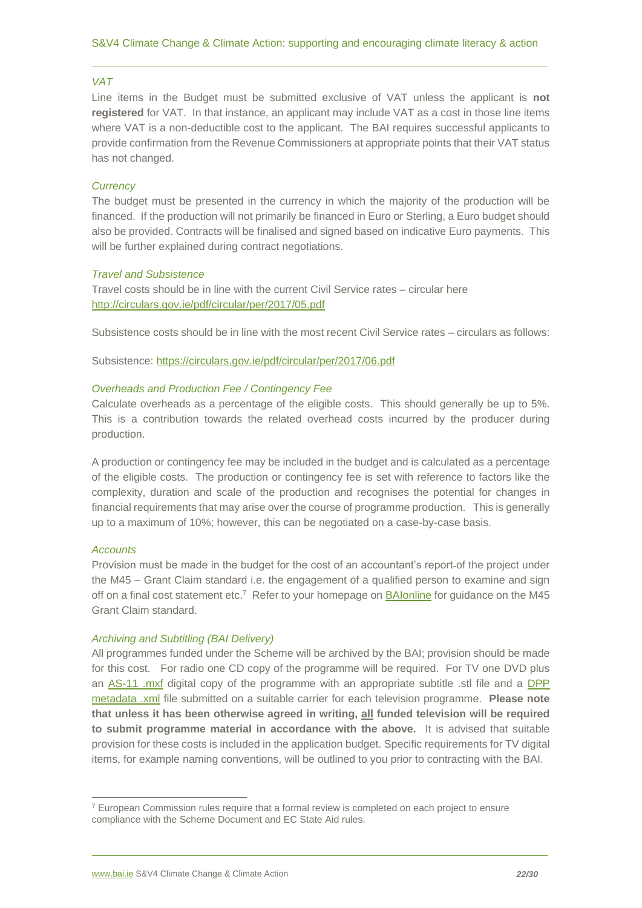*VAT*

Line items in the Budget must be submitted exclusive of VAT unless the applicant is **not registered** for VAT. In that instance, an applicant may include VAT as a cost in those line items where VAT is a non-deductible cost to the applicant. The BAI requires successful applicants to provide confirmation from the Revenue Commissioners at appropriate points that their VAT status has not changed.

*Currency*

The budget must be presented in the currency in which the majority of the production will be financed. If the production will not primarily be financed in Euro or Sterling, a Euro budget should also be provided. Contracts will be finalised and signed based on indicative Euro payments. This will be further explained during contract negotiations.

*Travel and Subsistence*

Travel costs should be in line with the current Civil Service rates – circular here http://circulars.gov.ie/pdf/circular/per/2017/05.pdf

Subsistence costs should be in line with the most recent Civil Service rates – circulars as follows:

Subsistence: https://circulars.gov.ie/pdf/circular/per/2017/06.pdf

*Overheads and Production Fee / Contingency Fee*

Calculate overheads as a percentage of the eligible costs. This should generally be up to 5%. This is a contribution towards the related overhead costs incurred by the producer during production.

A production or contingency fee may be included in the budget and is calculated as a percentage of the eligible costs. The production or contingency fee is set with reference to factors like the complexity, duration and scale of the production and recognises the potential for changes in financial requirements that may arise over the course of programme production. This is generally up to a maximum of 10%; however, this can be negotiated on a case-by-case basis.

*Accounts*

Provision must be made in the budget for the cost of an accountant's report of the project under the M45 – Grant Claim standard i.e. the engagement of a qualified person to examine and sign off on a final cost statement etc.[7] Refer to your homepage on BAIonline for guidance on the M45 Grant Claim standard.

*Archiving and Subtitling (BAI Delivery)*

All programmes funded under the Scheme will be archived by the BAI; provision should be made for this cost. For radio one CD copy of the programme will be required. For TV one DVD plus an AS-11 .mxf digital copy of the programme with an appropriate subtitle .stl file and a DPP metadata .xml file submitted on a suitable carrier for each television programme. **Please note that unless it has been otherwise agreed in writing, <u>all</u> funded television will be required to submit programme material in accordance with the above.** It is advised that suitable provision for these costs is included in the application budget. Specific requirements for TV digital items, for example naming conventions, will be outlined to you prior to contracting with the BAI.

[7] European Commission rules require that a formal review is completed on each project to ensure compliance with the Scheme Document and EC State Aid rules.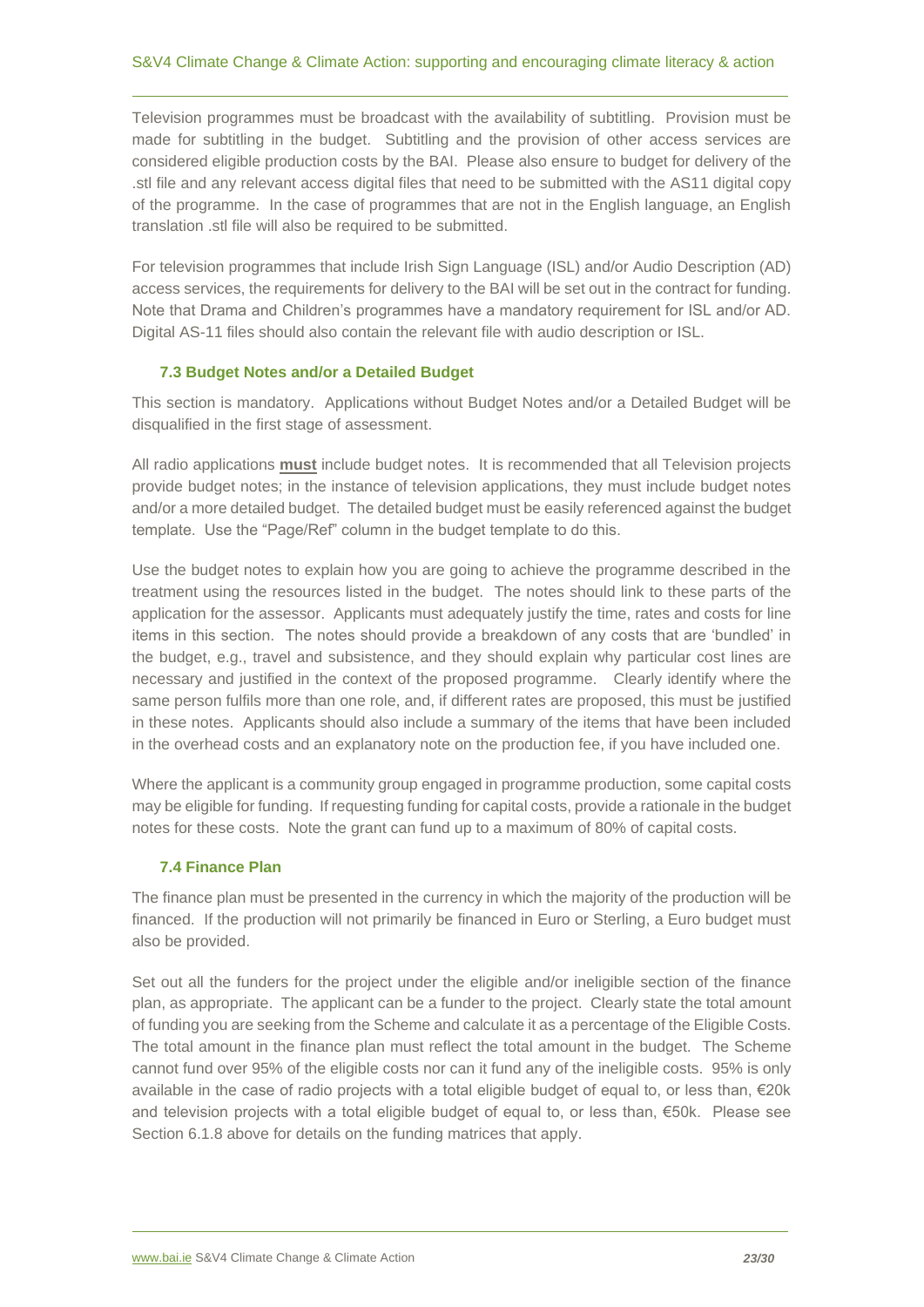Television programmes must be broadcast with the availability of subtitling. Provision must be made for subtitling in the budget. Subtitling and the provision of other access services are considered eligible production costs by the BAI. Please also ensure to budget for delivery of the .stl file and any relevant access digital files that need to be submitted with the AS11 digital copy of the programme. In the case of programmes that are not in the English language, an English translation .stl file will also be required to be submitted.

For television programmes that include Irish Sign Language (ISL) and/or Audio Description (AD) access services, the requirements for delivery to the BAI will be set out in the contract for funding. Note that Drama and Children's programmes have a mandatory requirement for ISL and/or AD. Digital AS-11 files should also contain the relevant file with audio description or ISL.

### 7.3 Budget Notes and/or a Detailed Budget

This section is mandatory. Applications without Budget Notes and/or a Detailed Budget will be disqualified in the first stage of assessment.

All radio applications **must** include budget notes. It is recommended that all Television projects provide budget notes; in the instance of television applications, they must include budget notes and/or a more detailed budget. The detailed budget must be easily referenced against the budget template. Use the "Page/Ref" column in the budget template to do this.

Use the budget notes to explain how you are going to achieve the programme described in the treatment using the resources listed in the budget. The notes should link to these parts of the application for the assessor. Applicants must adequately justify the time, rates and costs for line items in this section. The notes should provide a breakdown of any costs that are 'bundled' in the budget, e.g., travel and subsistence, and they should explain why particular cost lines are necessary and justified in the context of the proposed programme. Clearly identify where the same person fulfils more than one role, and, if different rates are proposed, this must be justified in these notes. Applicants should also include a summary of the items that have been included in the overhead costs and an explanatory note on the production fee, if you have included one.

Where the applicant is a community group engaged in programme production, some capital costs may be eligible for funding. If requesting funding for capital costs, provide a rationale in the budget notes for these costs. Note the grant can fund up to a maximum of 80% of capital costs.

### 7.4 Finance Plan

The finance plan must be presented in the currency in which the majority of the production will be financed. If the production will not primarily be financed in Euro or Sterling, a Euro budget must also be provided.

Set out all the funders for the project under the eligible and/or ineligible section of the finance plan, as appropriate. The applicant can be a funder to the project. Clearly state the total amount of funding you are seeking from the Scheme and calculate it as a percentage of the Eligible Costs. The total amount in the finance plan must reflect the total amount in the budget. The Scheme cannot fund over 95% of the eligible costs nor can it fund any of the ineligible costs. 95% is only available in the case of radio projects with a total eligible budget of equal to, or less than, €20k and television projects with a total eligible budget of equal to, or less than, €50k. Please see Section 6.1.8 above for details on the funding matrices that apply.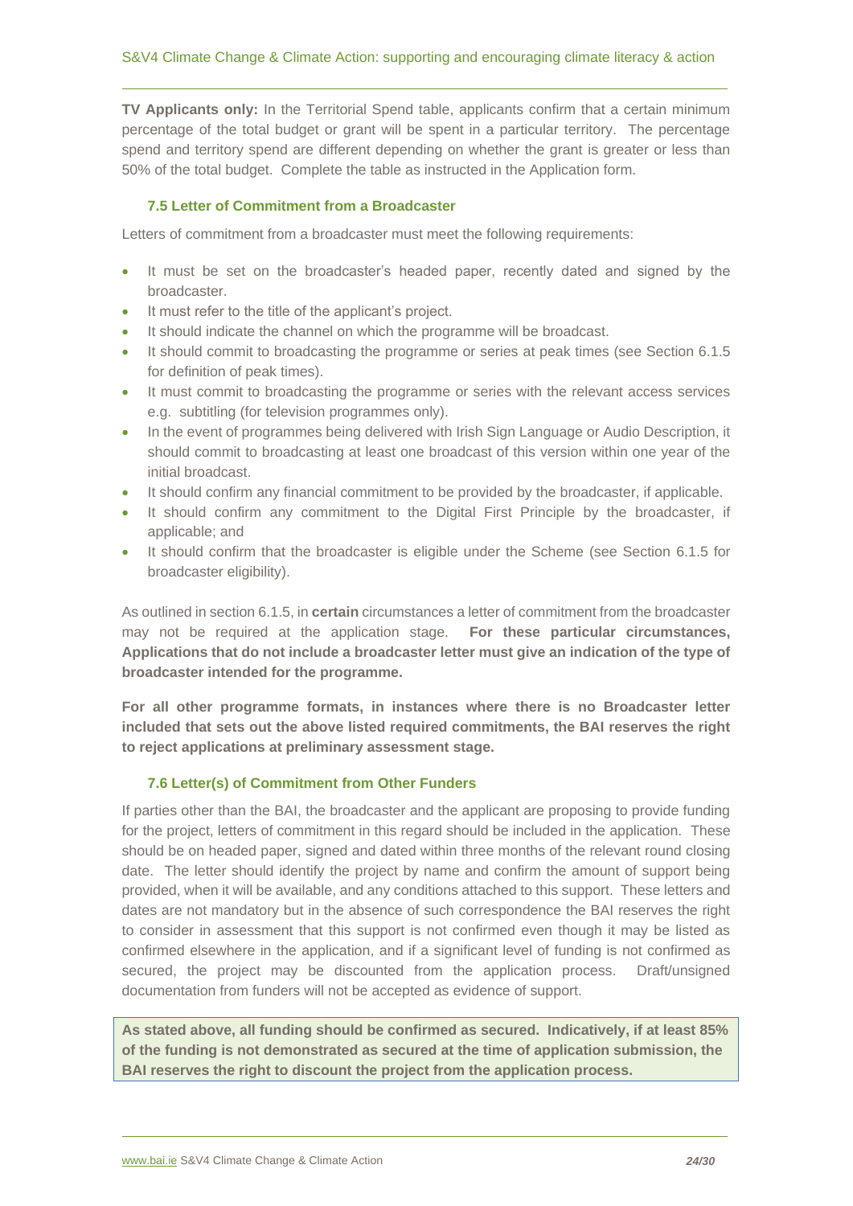**TV Applicants only:** In the Territorial Spend table, applicants confirm that a certain minimum percentage of the total budget or grant will be spent in a particular territory. The percentage spend and territory spend are different depending on whether the grant is greater or less than 50% of the total budget. Complete the table as instructed in the Application form.

### 7.5 Letter of Commitment from a Broadcaster

Letters of commitment from a broadcaster must meet the following requirements:

- It must be set on the broadcaster's headed paper, recently dated and signed by the broadcaster.
- It must refer to the title of the applicant's project.
- It should indicate the channel on which the programme will be broadcast.
- It should commit to broadcasting the programme or series at peak times (see Section 6.1.5 for definition of peak times).
- It must commit to broadcasting the programme or series with the relevant access services e.g. subtitling (for television programmes only).
- In the event of programmes being delivered with Irish Sign Language or Audio Description, it should commit to broadcasting at least one broadcast of this version within one year of the initial broadcast.
- It should confirm any financial commitment to be provided by the broadcaster, if applicable.
- It should confirm any commitment to the Digital First Principle by the broadcaster, if applicable; and
- It should confirm that the broadcaster is eligible under the Scheme (see Section 6.1.5 for broadcaster eligibility).

As outlined in section 6.1.5, in **certain** circumstances a letter of commitment from the broadcaster may not be required at the application stage. **For these particular circumstances, Applications that do not include a broadcaster letter must give an indication of the type of broadcaster intended for the programme.**

**For all other programme formats, in instances where there is no Broadcaster letter included that sets out the above listed required commitments, the BAI reserves the right to reject applications at preliminary assessment stage.**

### 7.6 Letter(s) of Commitment from Other Funders

If parties other than the BAI, the broadcaster and the applicant are proposing to provide funding for the project, letters of commitment in this regard should be included in the application. These should be on headed paper, signed and dated within three months of the relevant round closing date. The letter should identify the project by name and confirm the amount of support being provided, when it will be available, and any conditions attached to this support. These letters and dates are not mandatory but in the absence of such correspondence the BAI reserves the right to consider in assessment that this support is not confirmed even though it may be listed as confirmed elsewhere in the application, and if a significant level of funding is not confirmed as secured, the project may be discounted from the application process. Draft/unsigned documentation from funders will not be accepted as evidence of support.

**As stated above, all funding should be confirmed as secured. Indicatively, if at least 85% of the funding is not demonstrated as secured at the time of application submission, the BAI reserves the right to discount the project from the application process.**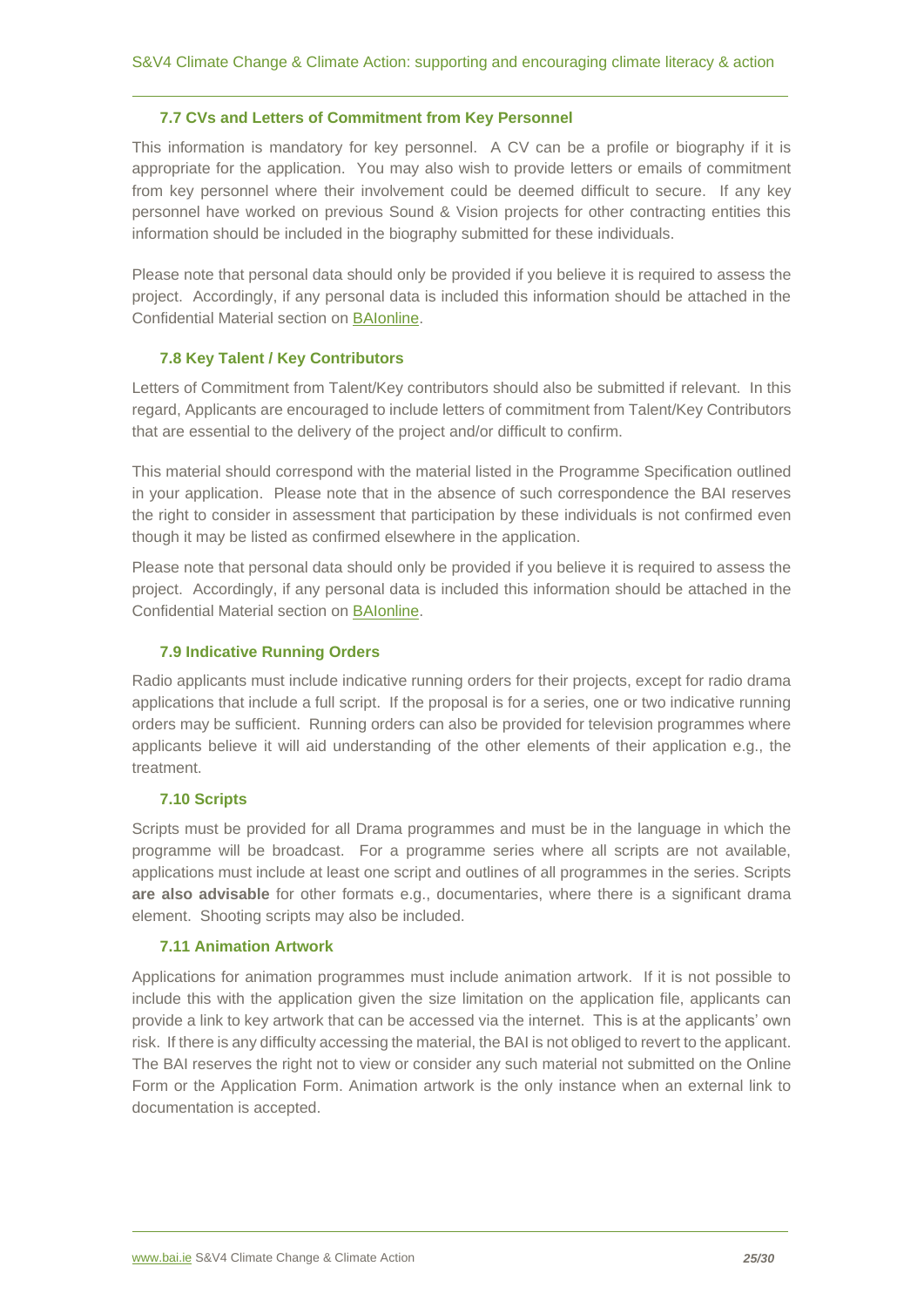### 7.7 CVs and Letters of Commitment from Key Personnel

This information is mandatory for key personnel. A CV can be a profile or biography if it is appropriate for the application. You may also wish to provide letters or emails of commitment from key personnel where their involvement could be deemed difficult to secure. If any key personnel have worked on previous Sound & Vision projects for other contracting entities this information should be included in the biography submitted for these individuals.

Please note that personal data should only be provided if you believe it is required to assess the project. Accordingly, if any personal data is included this information should be attached in the Confidential Material section on BAIonline.

### 7.8 Key Talent / Key Contributors

Letters of Commitment from Talent/Key contributors should also be submitted if relevant. In this regard, Applicants are encouraged to include letters of commitment from Talent/Key Contributors that are essential to the delivery of the project and/or difficult to confirm.

This material should correspond with the material listed in the Programme Specification outlined in your application. Please note that in the absence of such correspondence the BAI reserves the right to consider in assessment that participation by these individuals is not confirmed even though it may be listed as confirmed elsewhere in the application.

Please note that personal data should only be provided if you believe it is required to assess the project. Accordingly, if any personal data is included this information should be attached in the Confidential Material section on BAIonline.

### 7.9 Indicative Running Orders

Radio applicants must include indicative running orders for their projects, except for radio drama applications that include a full script. If the proposal is for a series, one or two indicative running orders may be sufficient. Running orders can also be provided for television programmes where applicants believe it will aid understanding of the other elements of their application e.g., the treatment.

### 7.10 Scripts

Scripts must be provided for all Drama programmes and must be in the language in which the programme will be broadcast. For a programme series where all scripts are not available, applications must include at least one script and outlines of all programmes in the series. Scripts **are also advisable** for other formats e.g., documentaries, where there is a significant drama element. Shooting scripts may also be included.

### 7.11 Animation Artwork

Applications for animation programmes must include animation artwork. If it is not possible to include this with the application given the size limitation on the application file, applicants can provide a link to key artwork that can be accessed via the internet. This is at the applicants' own risk. If there is any difficulty accessing the material, the BAI is not obliged to revert to the applicant. The BAI reserves the right not to view or consider any such material not submitted on the Online Form or the Application Form. Animation artwork is the only instance when an external link to documentation is accepted.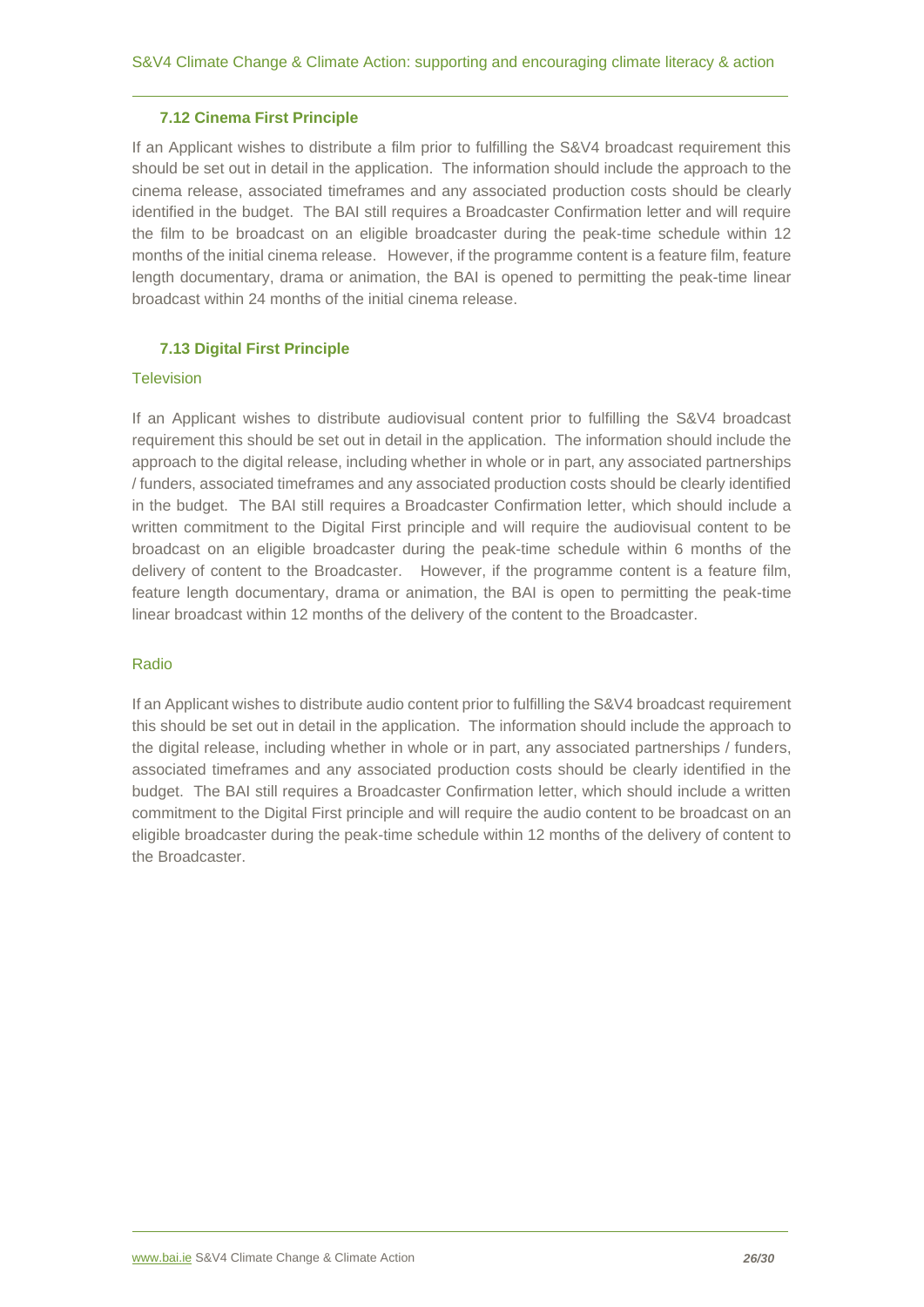### 7.12 Cinema First Principle

If an Applicant wishes to distribute a film prior to fulfilling the S&V4 broadcast requirement this should be set out in detail in the application. The information should include the approach to the cinema release, associated timeframes and any associated production costs should be clearly identified in the budget. The BAI still requires a Broadcaster Confirmation letter and will require the film to be broadcast on an eligible broadcaster during the peak-time schedule within 12 months of the initial cinema release. However, if the programme content is a feature film, feature length documentary, drama or animation, the BAI is opened to permitting the peak-time linear broadcast within 24 months of the initial cinema release.

### 7.13 Digital First Principle

#### Television

If an Applicant wishes to distribute audiovisual content prior to fulfilling the S&V4 broadcast requirement this should be set out in detail in the application. The information should include the approach to the digital release, including whether in whole or in part, any associated partnerships / funders, associated timeframes and any associated production costs should be clearly identified in the budget. The BAI still requires a Broadcaster Confirmation letter, which should include a written commitment to the Digital First principle and will require the audiovisual content to be broadcast on an eligible broadcaster during the peak-time schedule within 6 months of the delivery of content to the Broadcaster. However, if the programme content is a feature film, feature length documentary, drama or animation, the BAI is open to permitting the peak-time linear broadcast within 12 months of the delivery of the content to the Broadcaster.

#### Radio

If an Applicant wishes to distribute audio content prior to fulfilling the S&V4 broadcast requirement this should be set out in detail in the application. The information should include the approach to the digital release, including whether in whole or in part, any associated partnerships / funders, associated timeframes and any associated production costs should be clearly identified in the budget. The BAI still requires a Broadcaster Confirmation letter, which should include a written commitment to the Digital First principle and will require the audio content to be broadcast on an eligible broadcaster during the peak-time schedule within 12 months of the delivery of content to the Broadcaster.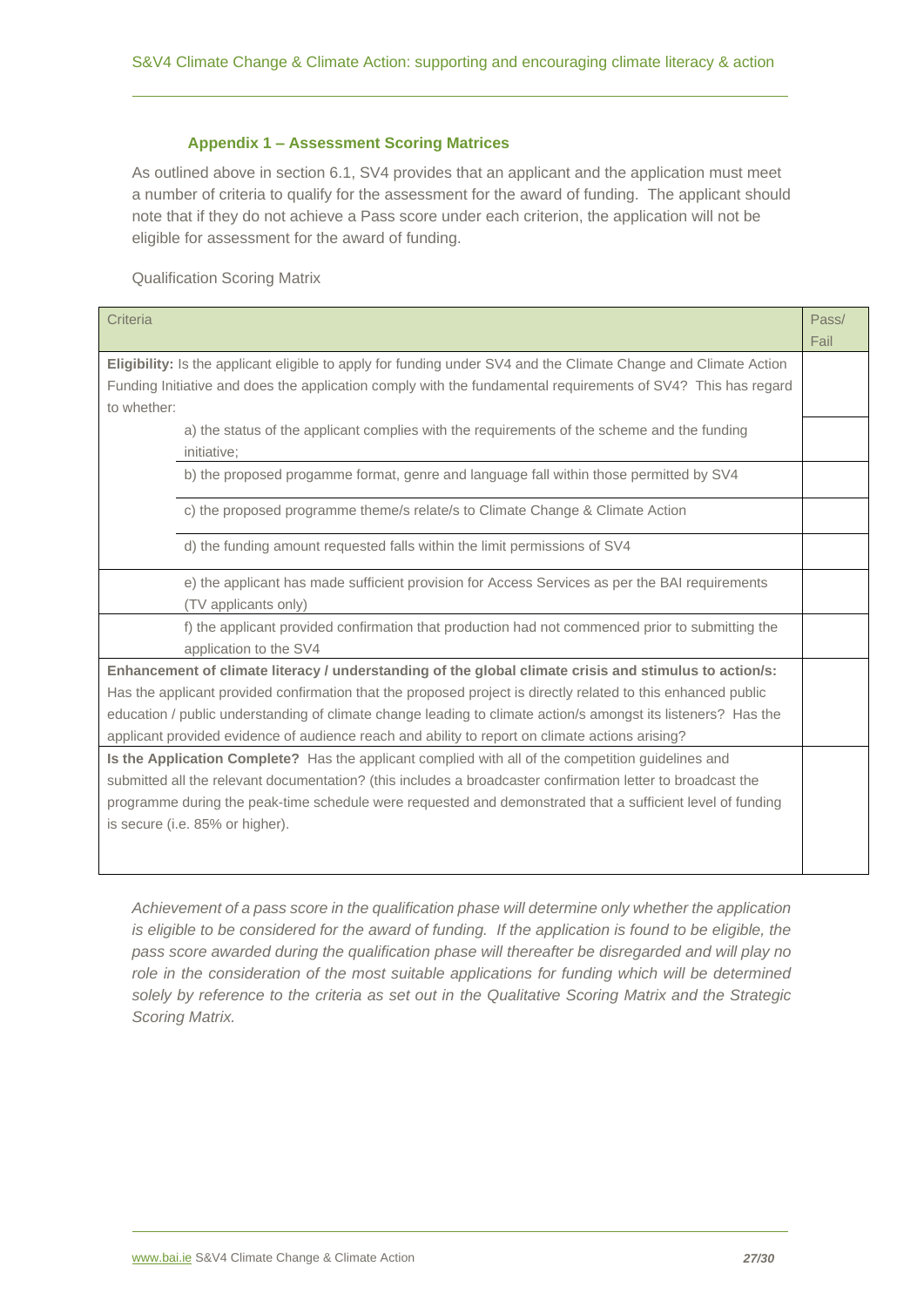### Appendix 1 – Assessment Scoring Matrices

As outlined above in section 6.1, SV4 provides that an applicant and the application must meet a number of criteria to qualify for the assessment for the award of funding. The applicant should note that if they do not achieve a Pass score under each criterion, the application will not be eligible for assessment for the award of funding.

Qualification Scoring Matrix

| Criteria | Pass/ Fail |
|---|---|
| **Eligibility:** Is the applicant eligible to apply for funding under SV4 and the Climate Change and Climate Action Funding Initiative and does the application comply with the fundamental requirements of SV4? This has regard to whether: | |
| a) the status of the applicant complies with the requirements of the scheme and the funding initiative; | |
| b) the proposed progamme format, genre and language fall within those permitted by SV4 | |
| c) the proposed programme theme/s relate/s to Climate Change & Climate Action | |
| d) the funding amount requested falls within the limit permissions of SV4 | |
| e) the applicant has made sufficient provision for Access Services as per the BAI requirements (TV applicants only) | |
| f) the applicant provided confirmation that production had not commenced prior to submitting the application to the SV4 | |
| **Enhancement of climate literacy / understanding of the global climate crisis and stimulus to action/s:** Has the applicant provided confirmation that the proposed project is directly related to this enhanced public education / public understanding of climate change leading to climate action/s amongst its listeners? Has the applicant provided evidence of audience reach and ability to report on climate actions arising? | |
| **Is the Application Complete?** Has the applicant complied with all of the competition guidelines and submitted all the relevant documentation? (this includes a broadcaster confirmation letter to broadcast the programme during the peak-time schedule were requested and demonstrated that a sufficient level of funding is secure (i.e. 85% or higher). | |

*Achievement of a pass score in the qualification phase will determine only whether the application is eligible to be considered for the award of funding. If the application is found to be eligible, the pass score awarded during the qualification phase will thereafter be disregarded and will play no role in the consideration of the most suitable applications for funding which will be determined solely by reference to the criteria as set out in the Qualitative Scoring Matrix and the Strategic Scoring Matrix.*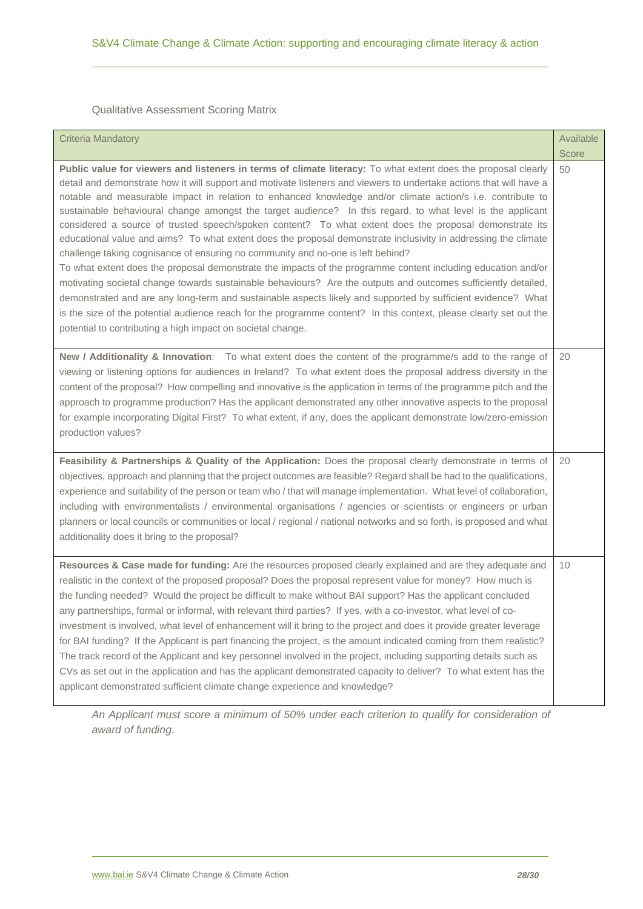Qualitative Assessment Scoring Matrix

| Criteria Mandatory | Available Score |
|---|---|
| **Public value for viewers and listeners in terms of climate literacy:** To what extent does the proposal clearly detail and demonstrate how it will support and motivate listeners and viewers to undertake actions that will have a notable and measurable impact in relation to enhanced knowledge and/or climate action/s i.e. contribute to sustainable behavioural change amongst the target audience? In this regard, to what level is the applicant considered a source of trusted speech/spoken content? To what extent does the proposal demonstrate its educational value and aims? To what extent does the proposal demonstrate inclusivity in addressing the climate challenge taking cognisance of ensuring no community and no-one is left behind? To what extent does the proposal demonstrate the impacts of the programme content including education and/or motivating societal change towards sustainable behaviours? Are the outputs and outcomes sufficiently detailed, demonstrated and are any long-term and sustainable aspects likely and supported by sufficient evidence? What is the size of the potential audience reach for the programme content? In this context, please clearly set out the potential to contributing a high impact on societal change. | 50 |
| **New / Additionality & Innovation**: To what extent does the content of the programme/s add to the range of viewing or listening options for audiences in Ireland? To what extent does the proposal address diversity in the content of the proposal? How compelling and innovative is the application in terms of the programme pitch and the approach to programme production? Has the applicant demonstrated any other innovative aspects to the proposal for example incorporating Digital First? To what extent, if any, does the applicant demonstrate low/zero-emission production values? | 20 |
| **Feasibility & Partnerships & Quality of the Application:** Does the proposal clearly demonstrate in terms of objectives, approach and planning that the project outcomes are feasible? Regard shall be had to the qualifications, experience and suitability of the person or team who / that will manage implementation. What level of collaboration, including with environmentalists / environmental organisations / agencies or scientists or engineers or urban planners or local councils or communities or local / regional / national networks and so forth, is proposed and what additionality does it bring to the proposal? | 20 |
| **Resources & Case made for funding:** Are the resources proposed clearly explained and are they adequate and realistic in the context of the proposed proposal? Does the proposal represent value for money? How much is the funding needed? Would the project be difficult to make without BAI support? Has the applicant concluded any partnerships, formal or informal, with relevant third parties? If yes, with a co-investor, what level of co-investment is involved, what level of enhancement will it bring to the project and does it provide greater leverage for BAI funding? If the Applicant is part financing the project, is the amount indicated coming from them realistic? The track record of the Applicant and key personnel involved in the project, including supporting details such as CVs as set out in the application and has the applicant demonstrated capacity to deliver? To what extent has the applicant demonstrated sufficient climate change experience and knowledge? | 10 |

*An Applicant must score a minimum of 50% under each criterion to qualify for consideration of award of funding.*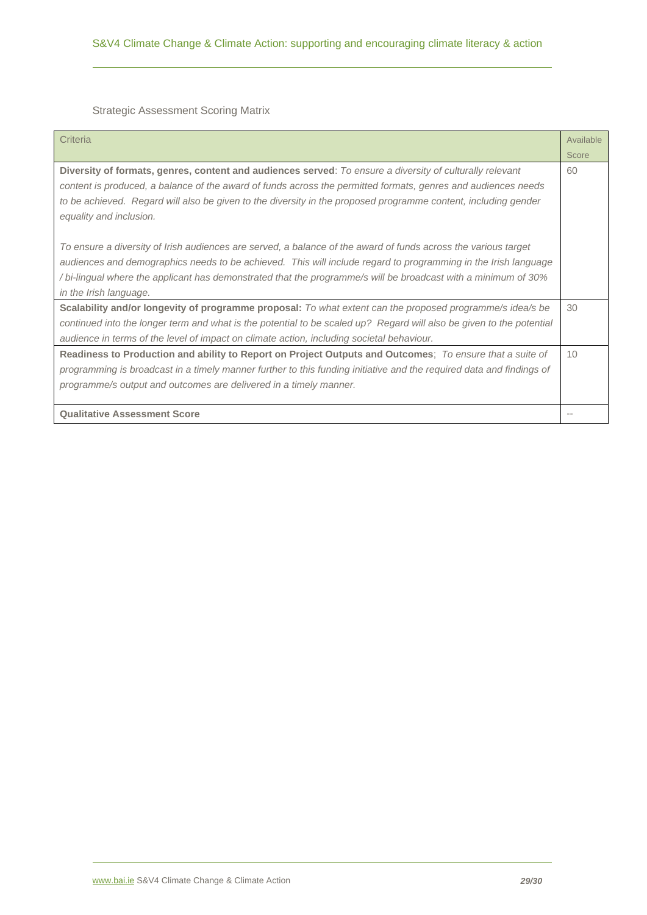Strategic Assessment Scoring Matrix

| Criteria | Available Score |
|---|---|
| **Diversity of formats, genres, content and audiences served**: *To ensure a diversity of culturally relevant content is produced, a balance of the award of funds across the permitted formats, genres and audiences needs to be achieved. Regard will also be given to the diversity in the proposed programme content, including gender equality and inclusion.*<br><br>*To ensure a diversity of Irish audiences are served, a balance of the award of funds across the various target audiences and demographics needs to be achieved. This will include regard to programming in the Irish language / bi-lingual where the applicant has demonstrated that the programme/s will be broadcast with a minimum of 30% in the Irish language.* | 60 |
| **Scalability and/or longevity of programme proposal:** *To what extent can the proposed programme/s idea/s be continued into the longer term and what is the potential to be scaled up? Regard will also be given to the potential audience in terms of the level of impact on climate action, including societal behaviour.* | 30 |
| **Readiness to Production and ability to Report on Project Outputs and Outcomes**; *To ensure that a suite of programming is broadcast in a timely manner further to this funding initiative and the required data and findings of programme/s output and outcomes are delivered in a timely manner.* | 10 |
| **Qualitative Assessment Score** | -- |